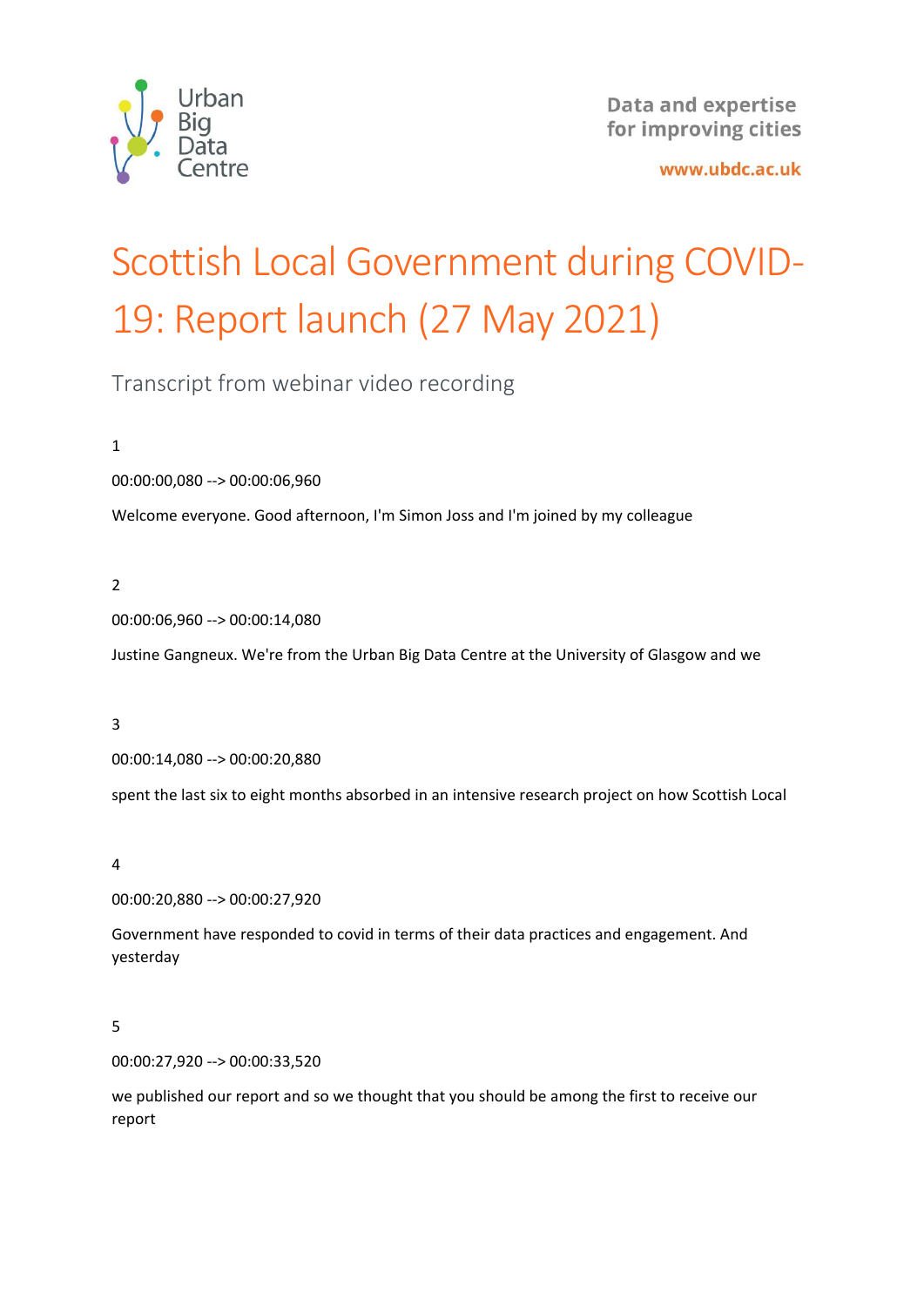Urban Big Data Centre

Data and expertise for improving cities

www.ubdc.ac.uk

# Scottish Local Government during COVID-19: Report launch (27 May 2021)

Transcript from webinar video recording

1

00:00:00,080 --> 00:00:06,960

Welcome everyone. Good afternoon, I'm Simon Joss and I'm joined by my colleague

2

00:00:06,960 --> 00:00:14,080

Justine Gangneux. We're from the Urban Big Data Centre at the University of Glasgow and we

3

00:00:14,080 --> 00:00:20,880

spent the last six to eight months absorbed in an intensive research project on how Scottish Local

4

00:00:20,880 --> 00:00:27,920

Government have responded to covid in terms of their data practices and engagement. And yesterday

5

00:00:27,920 --> 00:00:33,520

we published our report and so we thought that you should be among the first to receive our report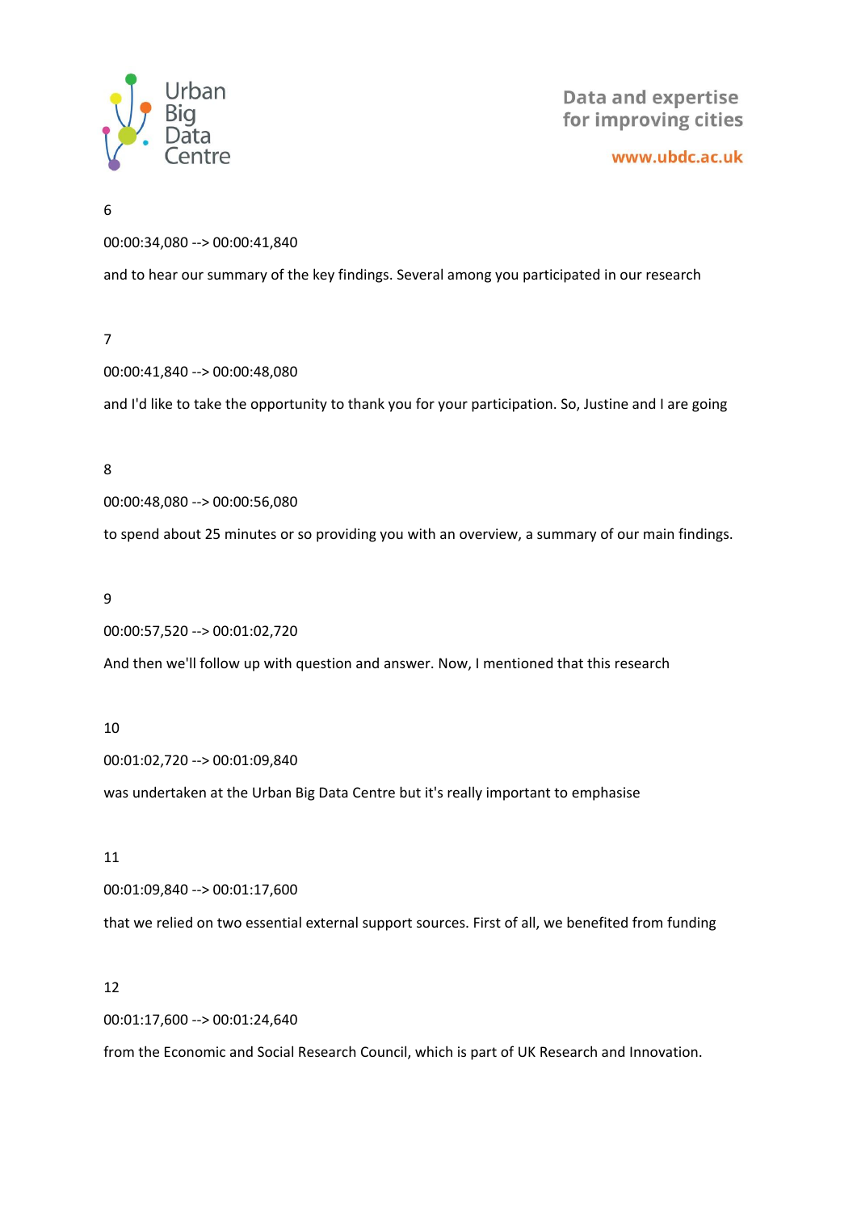6

00:00:34,080 --> 00:00:41,840

and to hear our summary of the key findings. Several among you participated in our research

7

00:00:41,840 --> 00:00:48,080

and I'd like to take the opportunity to thank you for your participation. So, Justine and I are going

8

00:00:48,080 --> 00:00:56,080

to spend about 25 minutes or so providing you with an overview, a summary of our main findings.

9

00:00:57,520 --> 00:01:02,720

And then we'll follow up with question and answer. Now, I mentioned that this research

10

00:01:02,720 --> 00:01:09,840

was undertaken at the Urban Big Data Centre but it's really important to emphasise

11

00:01:09,840 --> 00:01:17,600

that we relied on two essential external support sources. First of all, we benefited from funding

12

00:01:17,600 --> 00:01:24,640

from the Economic and Social Research Council, which is part of UK Research and Innovation.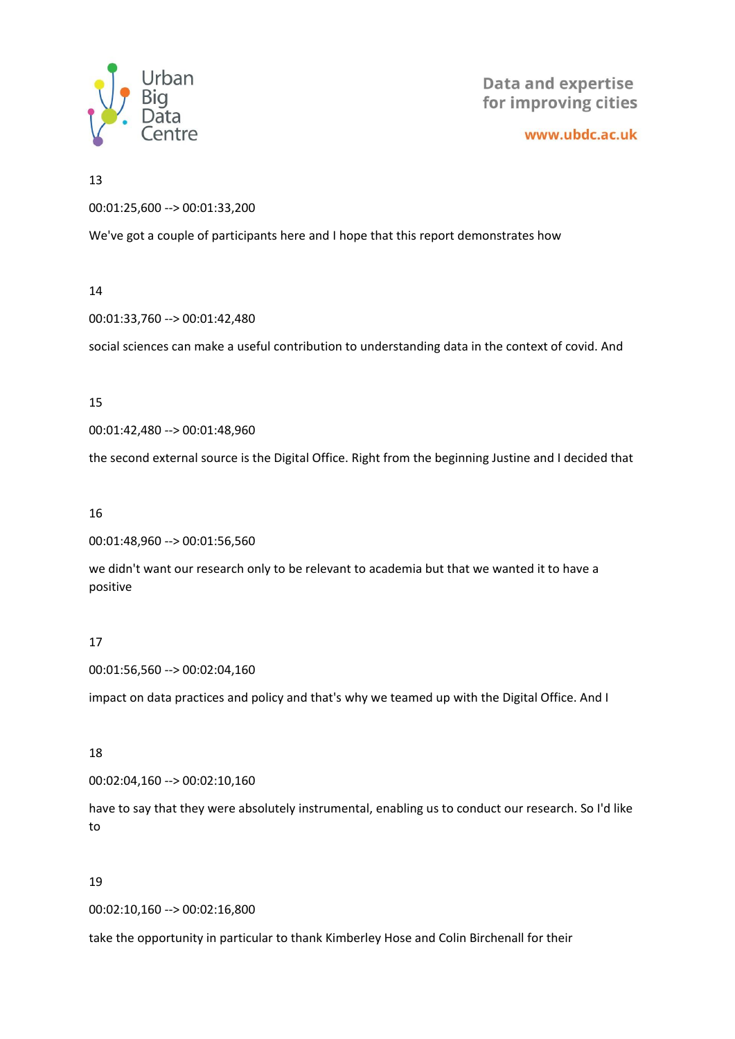13

00:01:25,600 --> 00:01:33,200

We've got a couple of participants here and I hope that this report demonstrates how

14

00:01:33,760 --> 00:01:42,480

social sciences can make a useful contribution to understanding data in the context of covid. And

15

00:01:42,480 --> 00:01:48,960

the second external source is the Digital Office. Right from the beginning Justine and I decided that

16

00:01:48,960 --> 00:01:56,560

we didn't want our research only to be relevant to academia but that we wanted it to have a positive

17

00:01:56,560 --> 00:02:04,160

impact on data practices and policy and that's why we teamed up with the Digital Office. And I

18

00:02:04,160 --> 00:02:10,160

have to say that they were absolutely instrumental, enabling us to conduct our research. So I'd like to

19

00:02:10,160 --> 00:02:16,800

take the opportunity in particular to thank Kimberley Hose and Colin Birchenall for their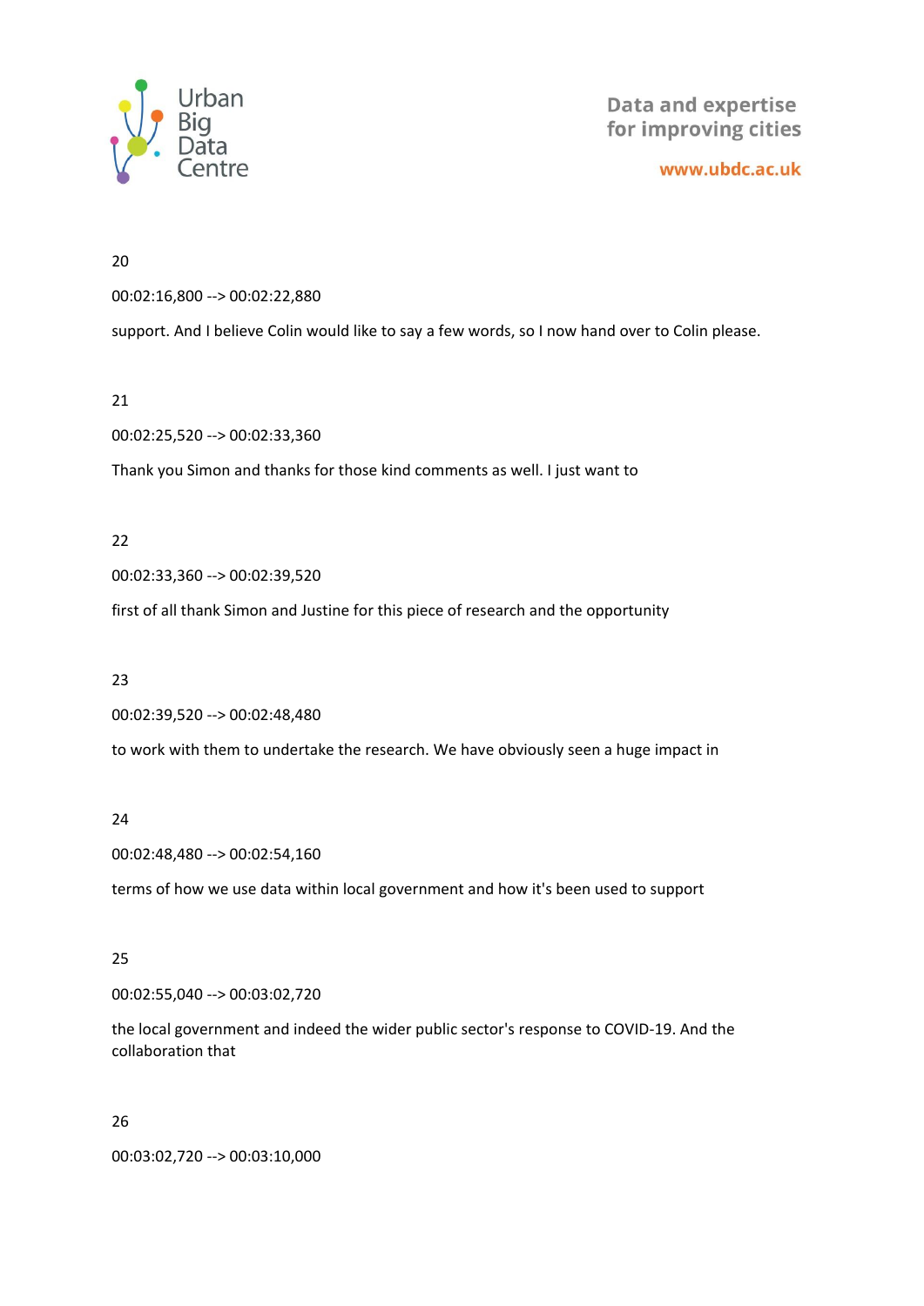20

00:02:16,800 --> 00:02:22,880

support. And I believe Colin would like to say a few words, so I now hand over to Colin please.

21

00:02:25,520 --> 00:02:33,360

Thank you Simon and thanks for those kind comments as well. I just want to

22

00:02:33,360 --> 00:02:39,520

first of all thank Simon and Justine for this piece of research and the opportunity

23

00:02:39,520 --> 00:02:48,480

to work with them to undertake the research. We have obviously seen a huge impact in

24

00:02:48,480 --> 00:02:54,160

terms of how we use data within local government and how it's been used to support

25

00:02:55,040 --> 00:03:02,720

the local government and indeed the wider public sector's response to COVID-19. And the collaboration that

26

00:03:02,720 --> 00:03:10,000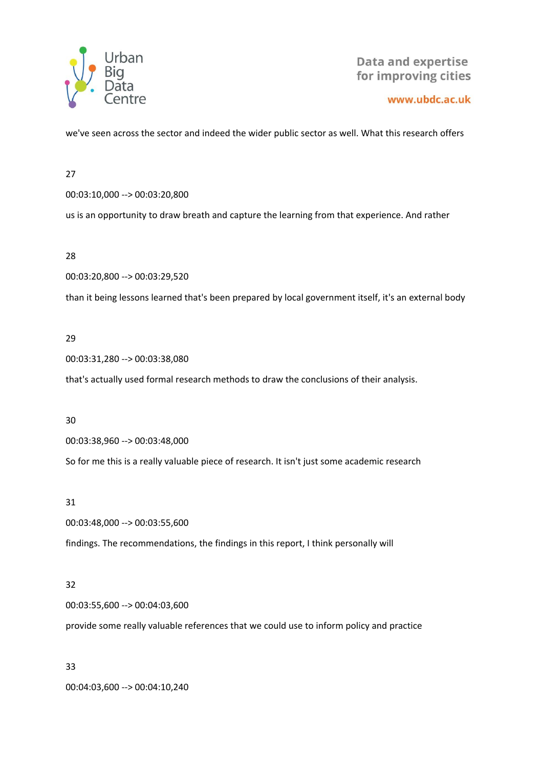we've seen across the sector and indeed the wider public sector as well. What this research offers

27

00:03:10,000 --> 00:03:20,800

us is an opportunity to draw breath and capture the learning from that experience. And rather

28

00:03:20,800 --> 00:03:29,520

than it being lessons learned that's been prepared by local government itself, it's an external body

29

00:03:31,280 --> 00:03:38,080

that's actually used formal research methods to draw the conclusions of their analysis.

30

00:03:38,960 --> 00:03:48,000

So for me this is a really valuable piece of research. It isn't just some academic research

31

00:03:48,000 --> 00:03:55,600

findings. The recommendations, the findings in this report, I think personally will

32

00:03:55,600 --> 00:04:03,600

provide some really valuable references that we could use to inform policy and practice

33

00:04:03,600 --> 00:04:10,240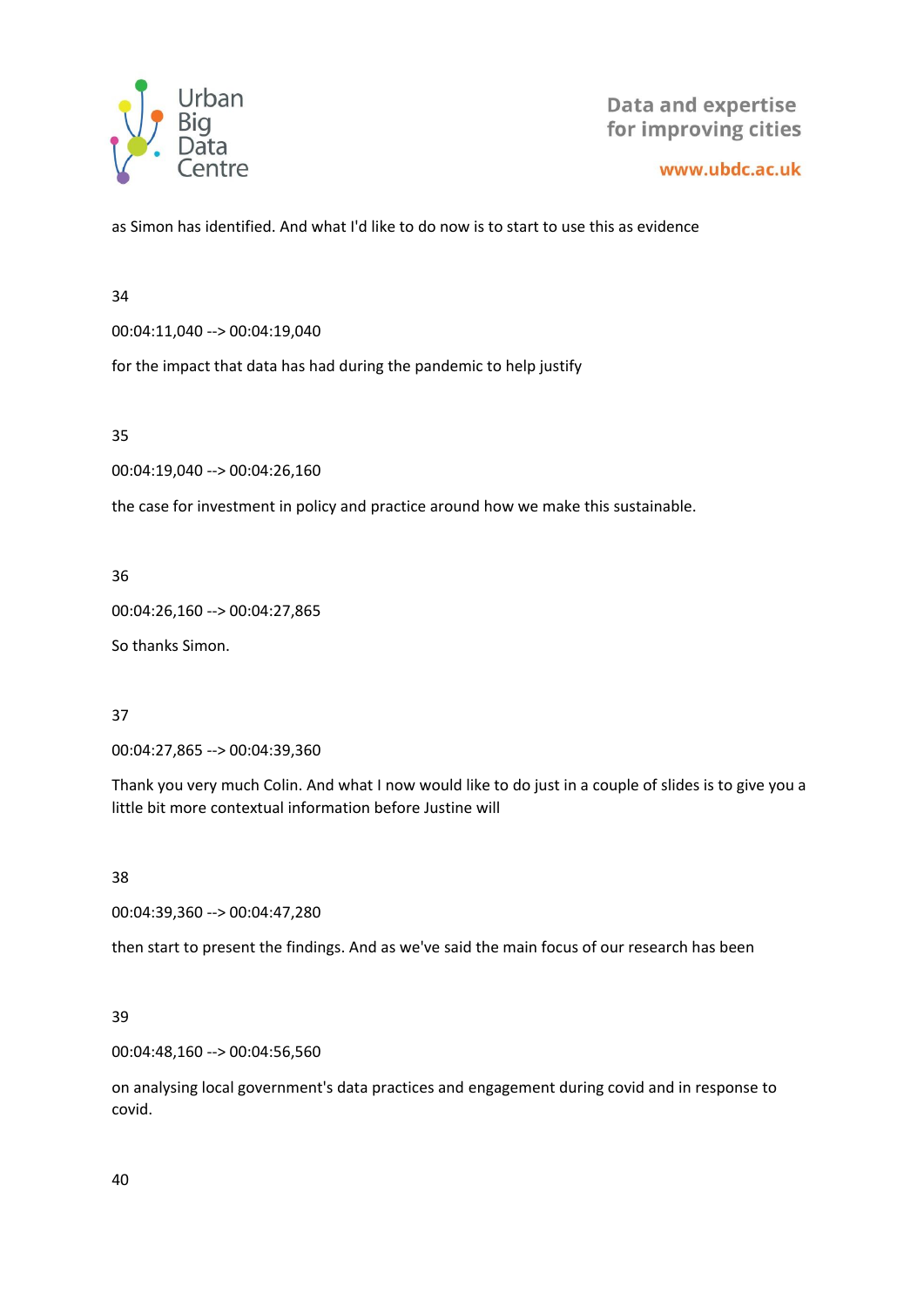as Simon has identified. And what I'd like to do now is to start to use this as evidence

34

00:04:11,040 --> 00:04:19,040

for the impact that data has had during the pandemic to help justify

35

00:04:19,040 --> 00:04:26,160

the case for investment in policy and practice around how we make this sustainable.

36

00:04:26,160 --> 00:04:27,865

So thanks Simon.

37

00:04:27,865 --> 00:04:39,360

Thank you very much Colin. And what I now would like to do just in a couple of slides is to give you a little bit more contextual information before Justine will

38

00:04:39,360 --> 00:04:47,280

then start to present the findings. And as we've said the main focus of our research has been

39

00:04:48,160 --> 00:04:56,560

on analysing local government's data practices and engagement during covid and in response to covid.

40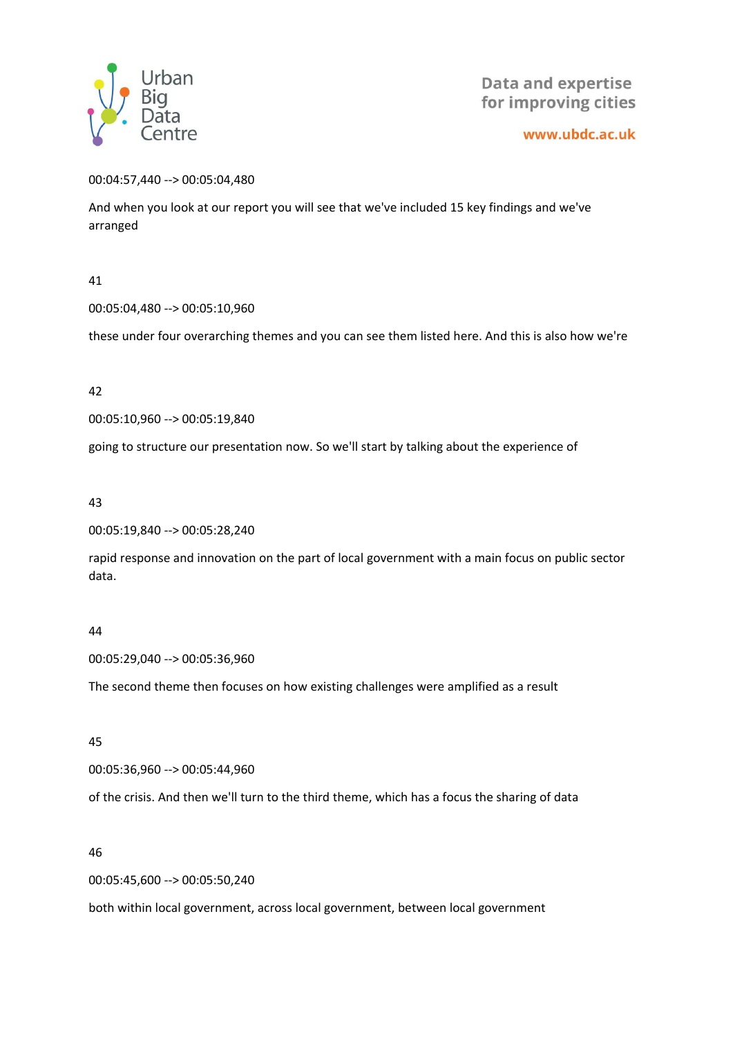00:04:57,440 --> 00:05:04,480

And when you look at our report you will see that we've included 15 key findings and we've arranged

41

00:05:04,480 --> 00:05:10,960

these under four overarching themes and you can see them listed here. And this is also how we're

42

00:05:10,960 --> 00:05:19,840

going to structure our presentation now. So we'll start by talking about the experience of

43

00:05:19,840 --> 00:05:28,240

rapid response and innovation on the part of local government with a main focus on public sector data.

44

00:05:29,040 --> 00:05:36,960

The second theme then focuses on how existing challenges were amplified as a result

45

00:05:36,960 --> 00:05:44,960

of the crisis. And then we'll turn to the third theme, which has a focus the sharing of data

46

00:05:45,600 --> 00:05:50,240

both within local government, across local government, between local government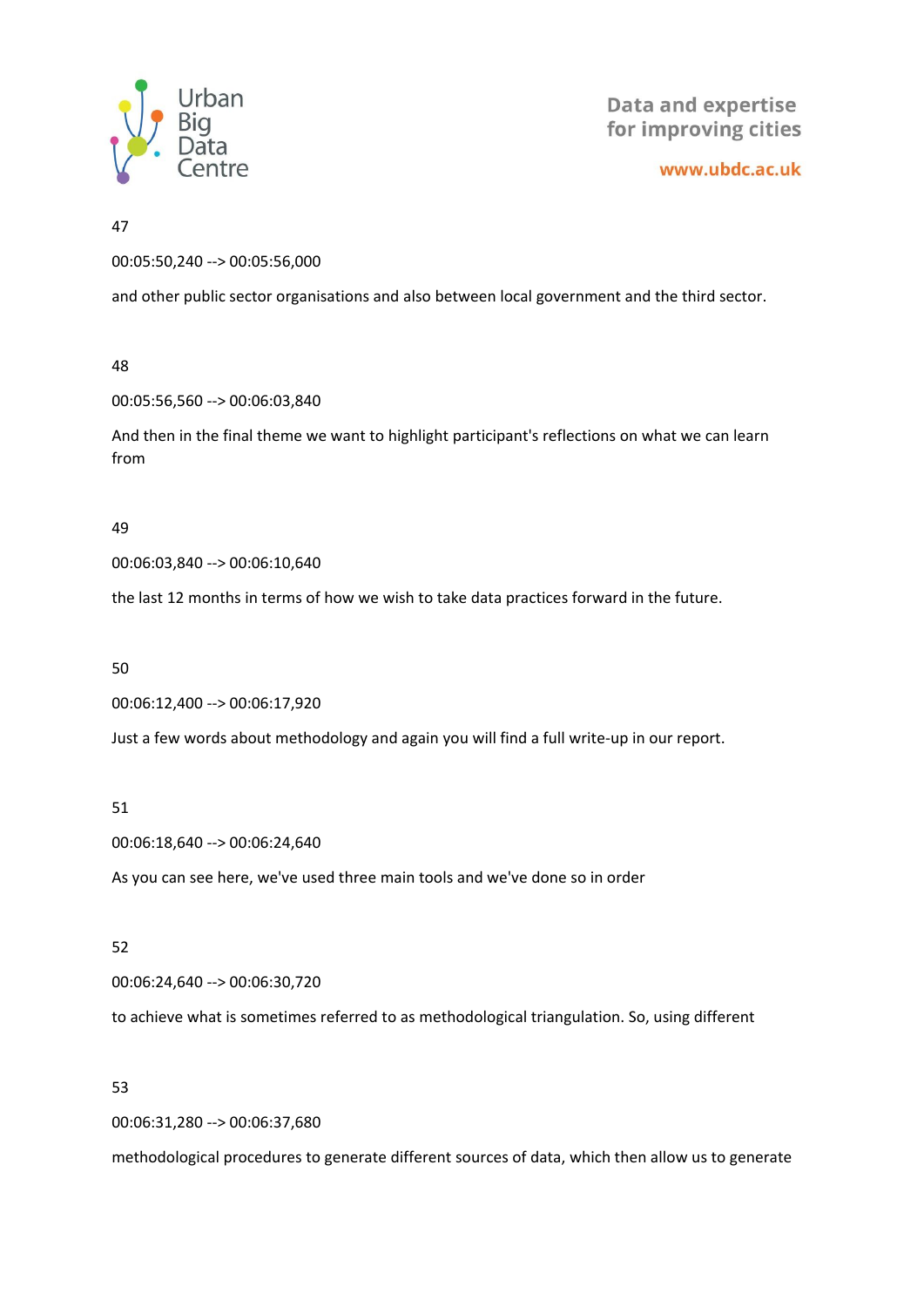47

00:05:50,240 --> 00:05:56,000

and other public sector organisations and also between local government and the third sector.

48

00:05:56,560 --> 00:06:03,840

And then in the final theme we want to highlight participant's reflections on what we can learn from

49

00:06:03,840 --> 00:06:10,640

the last 12 months in terms of how we wish to take data practices forward in the future.

50

00:06:12,400 --> 00:06:17,920

Just a few words about methodology and again you will find a full write-up in our report.

51

00:06:18,640 --> 00:06:24,640

As you can see here, we've used three main tools and we've done so in order

52

00:06:24,640 --> 00:06:30,720

to achieve what is sometimes referred to as methodological triangulation. So, using different

53

00:06:31,280 --> 00:06:37,680

methodological procedures to generate different sources of data, which then allow us to generate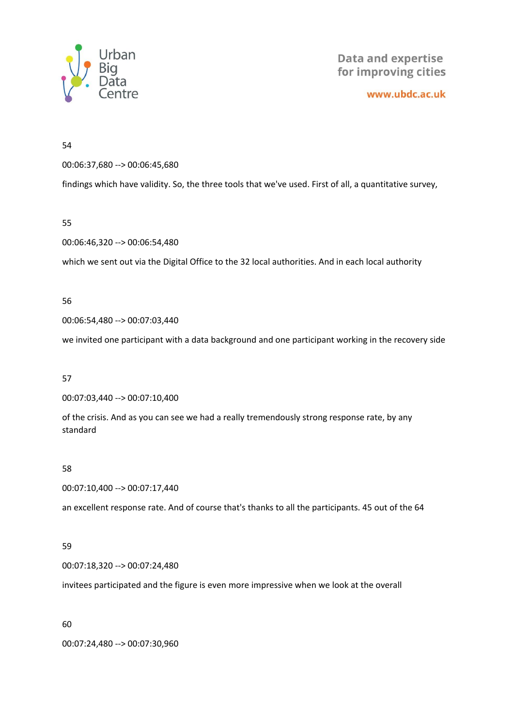54

00:06:37,680 --> 00:06:45,680

findings which have validity. So, the three tools that we've used. First of all, a quantitative survey,

55

00:06:46,320 --> 00:06:54,480

which we sent out via the Digital Office to the 32 local authorities. And in each local authority

56

00:06:54,480 --> 00:07:03,440

we invited one participant with a data background and one participant working in the recovery side

57

00:07:03,440 --> 00:07:10,400

of the crisis. And as you can see we had a really tremendously strong response rate, by any standard

58

00:07:10,400 --> 00:07:17,440

an excellent response rate. And of course that's thanks to all the participants. 45 out of the 64

59

00:07:18,320 --> 00:07:24,480

invitees participated and the figure is even more impressive when we look at the overall

60

00:07:24,480 --> 00:07:30,960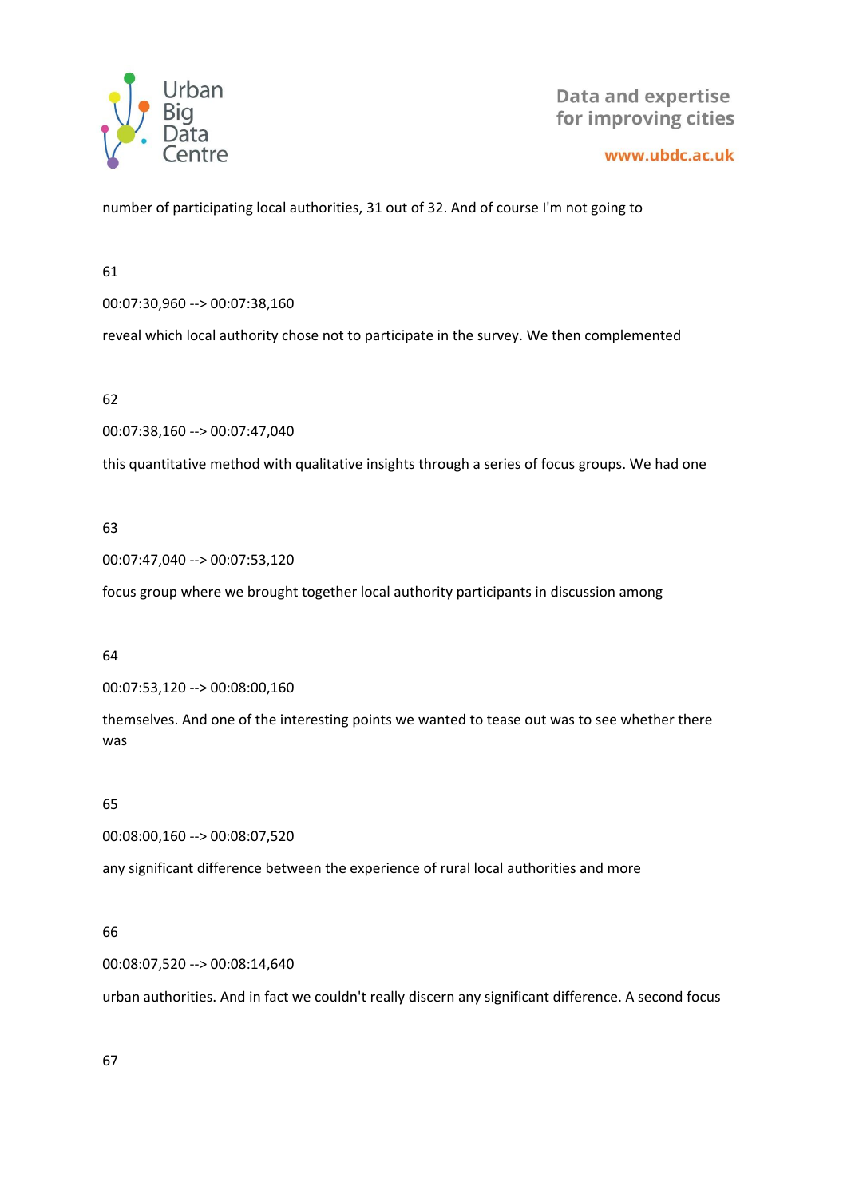number of participating local authorities, 31 out of 32. And of course I'm not going to

61

00:07:30,960 --> 00:07:38,160

reveal which local authority chose not to participate in the survey. We then complemented

62

00:07:38,160 --> 00:07:47,040

this quantitative method with qualitative insights through a series of focus groups. We had one

63

00:07:47,040 --> 00:07:53,120

focus group where we brought together local authority participants in discussion among

64

00:07:53,120 --> 00:08:00,160

themselves. And one of the interesting points we wanted to tease out was to see whether there was

65

00:08:00,160 --> 00:08:07,520

any significant difference between the experience of rural local authorities and more

66

00:08:07,520 --> 00:08:14,640

urban authorities. And in fact we couldn't really discern any significant difference. A second focus

67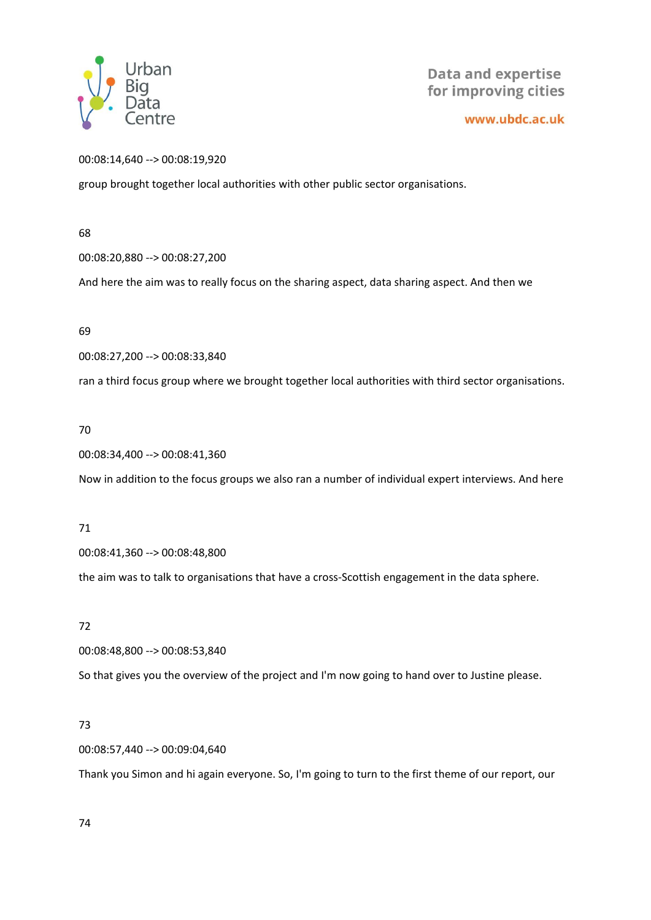00:08:14,640 --> 00:08:19,920

group brought together local authorities with other public sector organisations.

68

00:08:20,880 --> 00:08:27,200

And here the aim was to really focus on the sharing aspect, data sharing aspect. And then we

69

00:08:27,200 --> 00:08:33,840

ran a third focus group where we brought together local authorities with third sector organisations.

70

00:08:34,400 --> 00:08:41,360

Now in addition to the focus groups we also ran a number of individual expert interviews. And here

71

00:08:41,360 --> 00:08:48,800

the aim was to talk to organisations that have a cross-Scottish engagement in the data sphere.

72

00:08:48,800 --> 00:08:53,840

So that gives you the overview of the project and I'm now going to hand over to Justine please.

73

00:08:57,440 --> 00:09:04,640

Thank you Simon and hi again everyone. So, I'm going to turn to the first theme of our report, our

74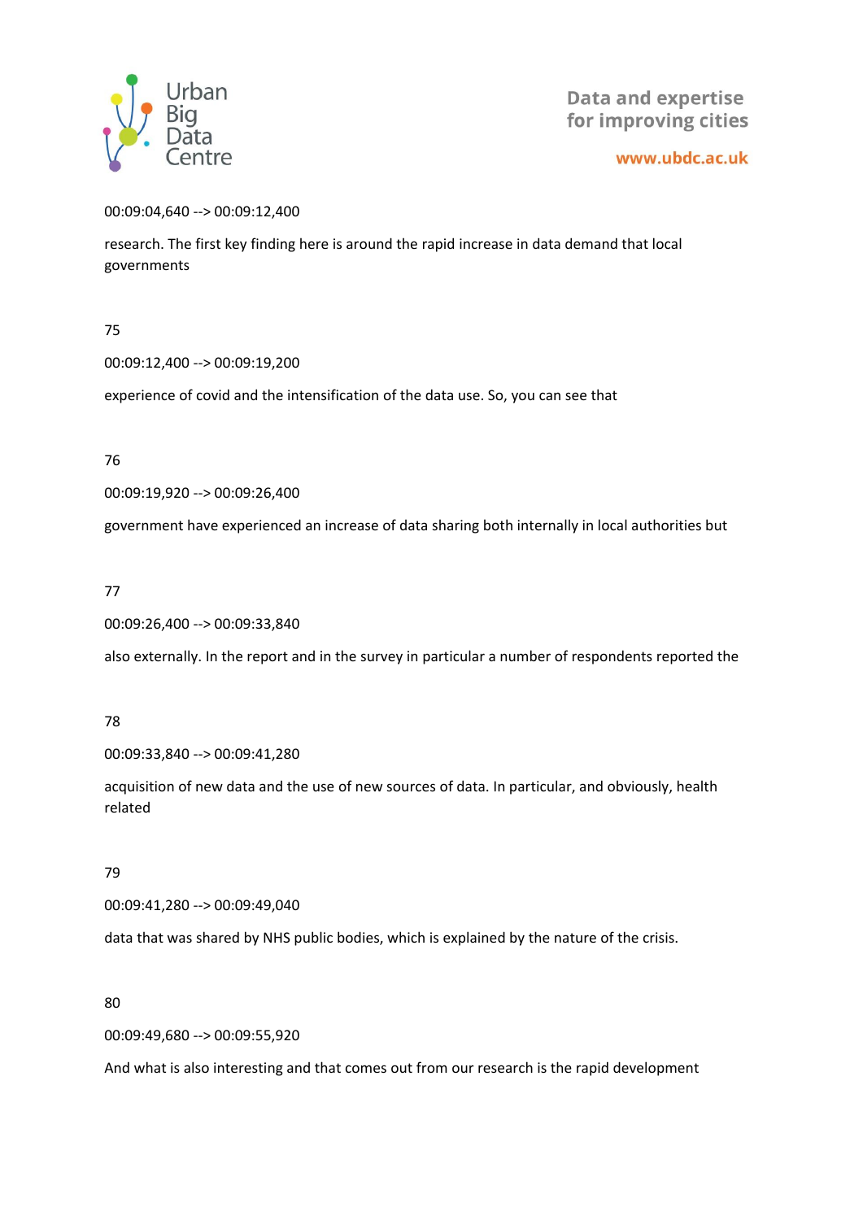00:09:04,640 --> 00:09:12,400

research. The first key finding here is around the rapid increase in data demand that local governments

75

00:09:12,400 --> 00:09:19,200

experience of covid and the intensification of the data use. So, you can see that

76

00:09:19,920 --> 00:09:26,400

government have experienced an increase of data sharing both internally in local authorities but

77

00:09:26,400 --> 00:09:33,840

also externally. In the report and in the survey in particular a number of respondents reported the

78

00:09:33,840 --> 00:09:41,280

acquisition of new data and the use of new sources of data. In particular, and obviously, health related

79

00:09:41,280 --> 00:09:49,040

data that was shared by NHS public bodies, which is explained by the nature of the crisis.

80

00:09:49,680 --> 00:09:55,920

And what is also interesting and that comes out from our research is the rapid development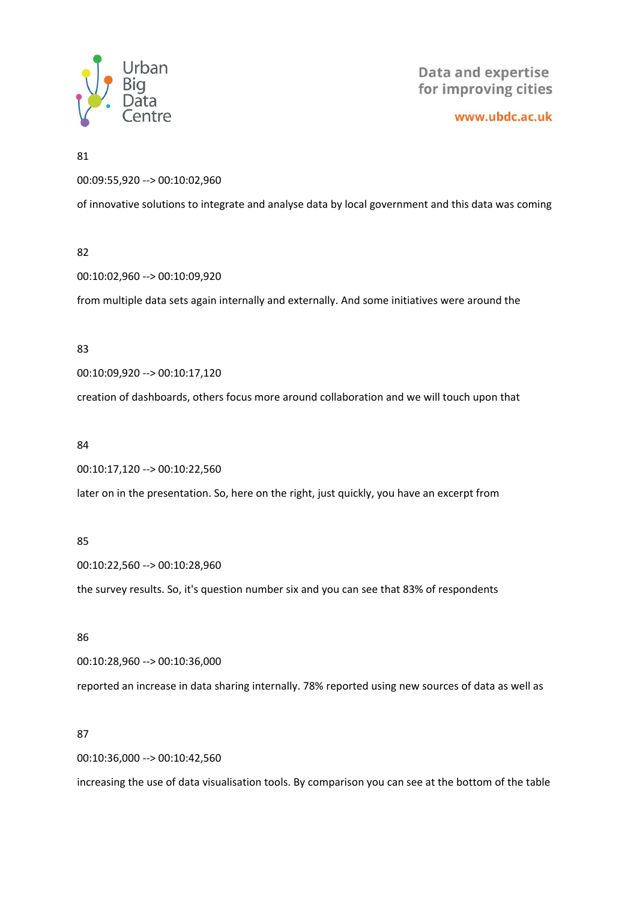81

00:09:55,920 --> 00:10:02,960

of innovative solutions to integrate and analyse data by local government and this data was coming

82

00:10:02,960 --> 00:10:09,920

from multiple data sets again internally and externally. And some initiatives were around the

83

00:10:09,920 --> 00:10:17,120

creation of dashboards, others focus more around collaboration and we will touch upon that

84

00:10:17,120 --> 00:10:22,560

later on in the presentation. So, here on the right, just quickly, you have an excerpt from

85

00:10:22,560 --> 00:10:28,960

the survey results. So, it's question number six and you can see that 83% of respondents

86

00:10:28,960 --> 00:10:36,000

reported an increase in data sharing internally. 78% reported using new sources of data as well as

87

00:10:36,000 --> 00:10:42,560

increasing the use of data visualisation tools. By comparison you can see at the bottom of the table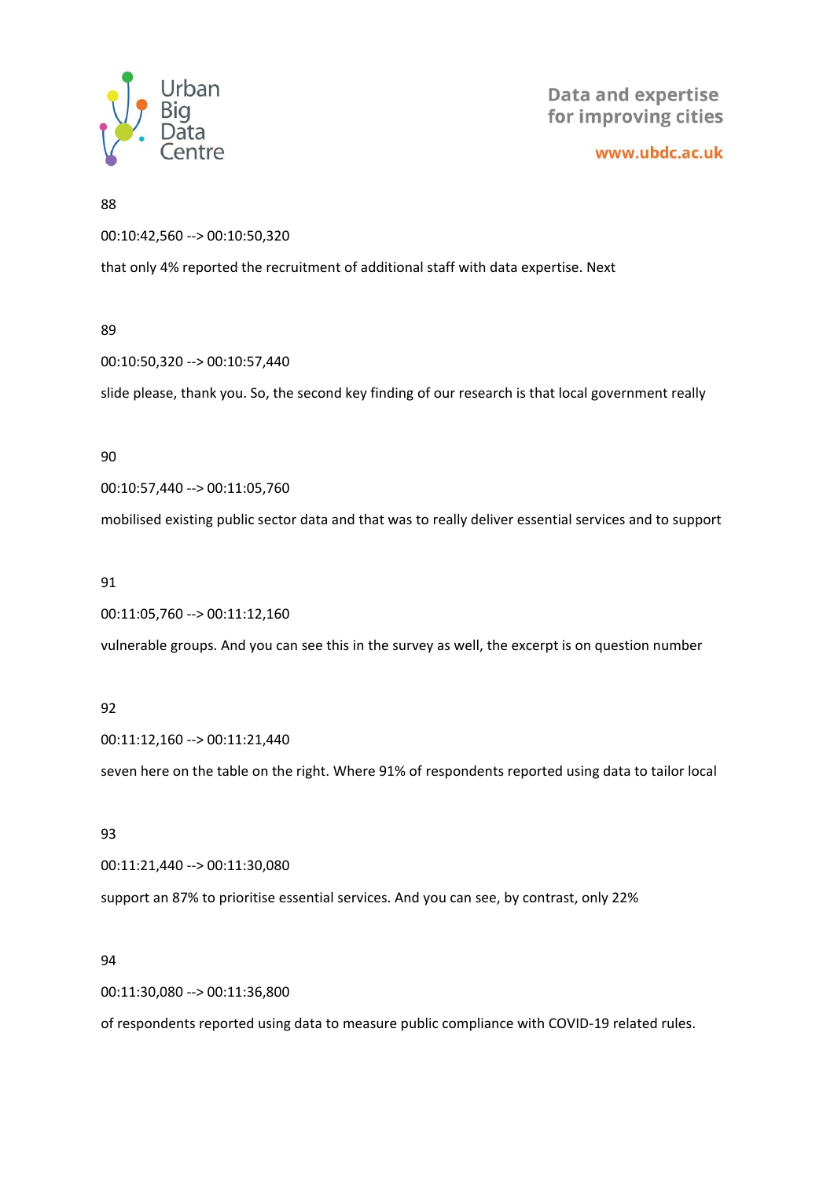88

00:10:42,560 --> 00:10:50,320

that only 4% reported the recruitment of additional staff with data expertise. Next

89

00:10:50,320 --> 00:10:57,440

slide please, thank you. So, the second key finding of our research is that local government really

90

00:10:57,440 --> 00:11:05,760

mobilised existing public sector data and that was to really deliver essential services and to support

91

00:11:05,760 --> 00:11:12,160

vulnerable groups. And you can see this in the survey as well, the excerpt is on question number

92

00:11:12,160 --> 00:11:21,440

seven here on the table on the right. Where 91% of respondents reported using data to tailor local

93

00:11:21,440 --> 00:11:30,080

support an 87% to prioritise essential services. And you can see, by contrast, only 22%

94

00:11:30,080 --> 00:11:36,800

of respondents reported using data to measure public compliance with COVID-19 related rules.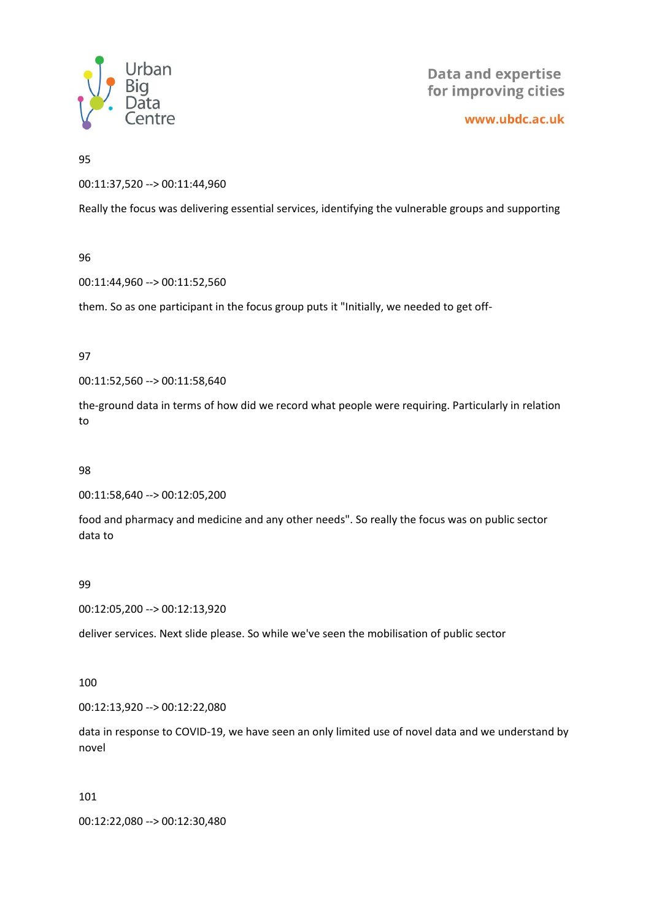95

00:11:37,520 --> 00:11:44,960

Really the focus was delivering essential services, identifying the vulnerable groups and supporting

96

00:11:44,960 --> 00:11:52,560

them. So as one participant in the focus group puts it "Initially, we needed to get off-

97

00:11:52,560 --> 00:11:58,640

the-ground data in terms of how did we record what people were requiring. Particularly in relation to

98

00:11:58,640 --> 00:12:05,200

food and pharmacy and medicine and any other needs". So really the focus was on public sector data to

99

00:12:05,200 --> 00:12:13,920

deliver services. Next slide please. So while we've seen the mobilisation of public sector

100

00:12:13,920 --> 00:12:22,080

data in response to COVID-19, we have seen an only limited use of novel data and we understand by novel

101

00:12:22,080 --> 00:12:30,480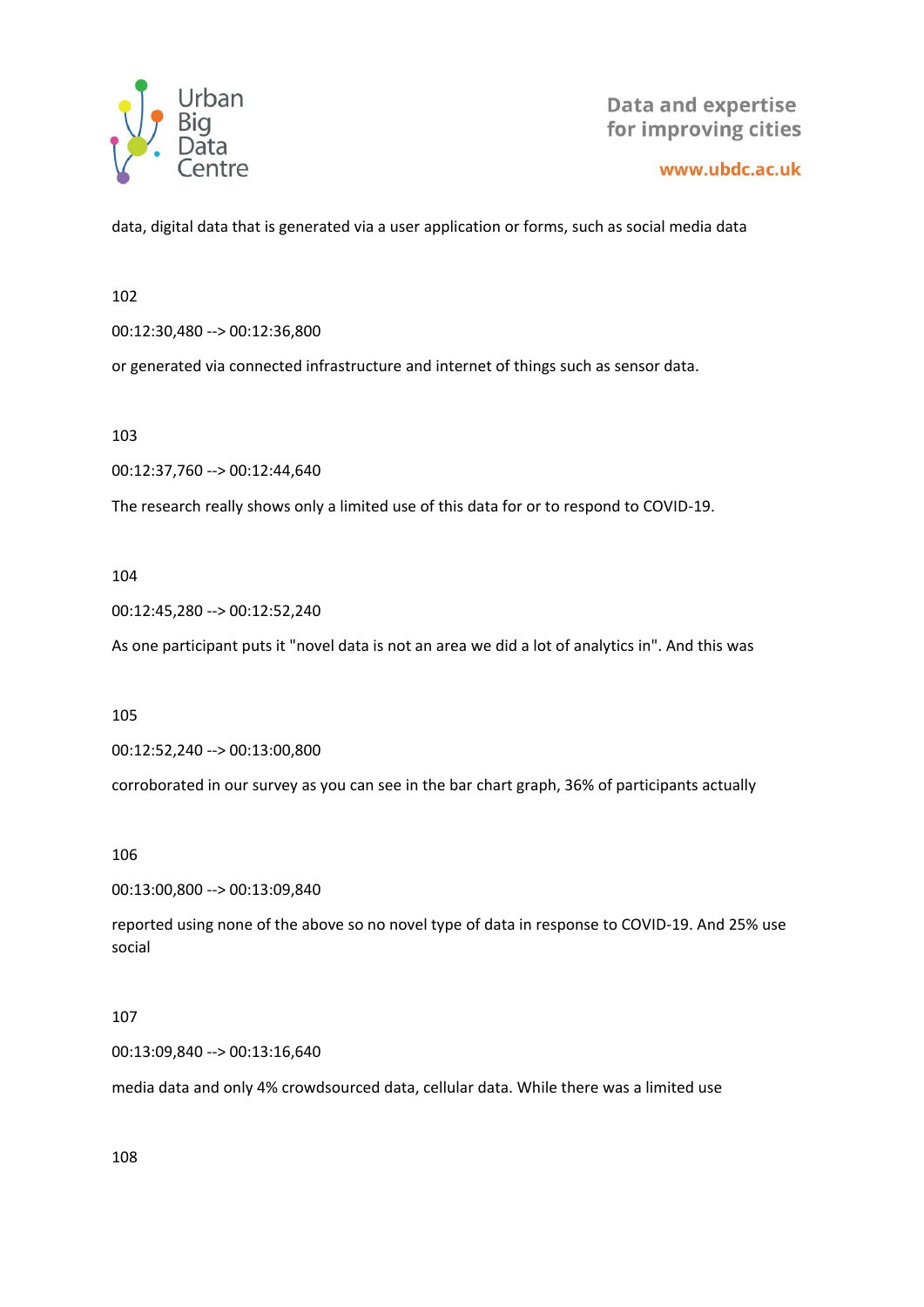data, digital data that is generated via a user application or forms, such as social media data

102

00:12:30,480 --> 00:12:36,800

or generated via connected infrastructure and internet of things such as sensor data.

103

00:12:37,760 --> 00:12:44,640

The research really shows only a limited use of this data for or to respond to COVID-19.

104

00:12:45,280 --> 00:12:52,240

As one participant puts it "novel data is not an area we did a lot of analytics in". And this was

105

00:12:52,240 --> 00:13:00,800

corroborated in our survey as you can see in the bar chart graph, 36% of participants actually

106

00:13:00,800 --> 00:13:09,840

reported using none of the above so no novel type of data in response to COVID-19. And 25% use social

107

00:13:09,840 --> 00:13:16,640

media data and only 4% crowdsourced data, cellular data. While there was a limited use

108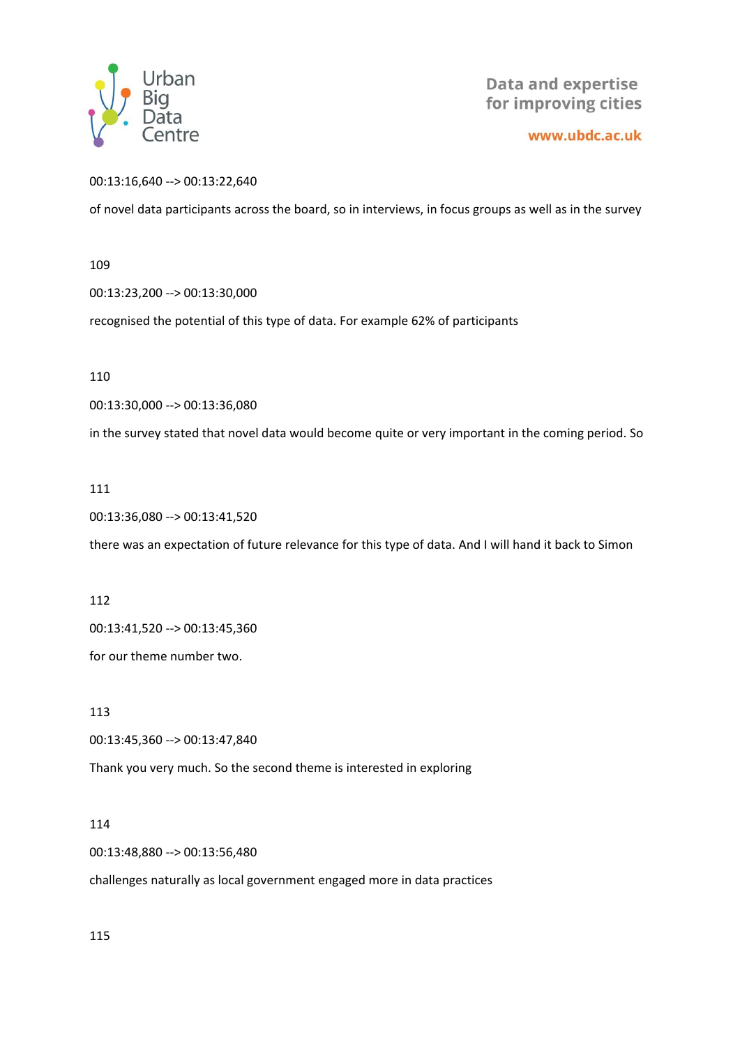00:13:16,640 --> 00:13:22,640

of novel data participants across the board, so in interviews, in focus groups as well as in the survey

109

00:13:23,200 --> 00:13:30,000

recognised the potential of this type of data. For example 62% of participants

110

00:13:30,000 --> 00:13:36,080

in the survey stated that novel data would become quite or very important in the coming period. So

111

00:13:36,080 --> 00:13:41,520

there was an expectation of future relevance for this type of data. And I will hand it back to Simon

112

00:13:41,520 --> 00:13:45,360

for our theme number two.

113

00:13:45,360 --> 00:13:47,840

Thank you very much. So the second theme is interested in exploring

114

00:13:48,880 --> 00:13:56,480

challenges naturally as local government engaged more in data practices

115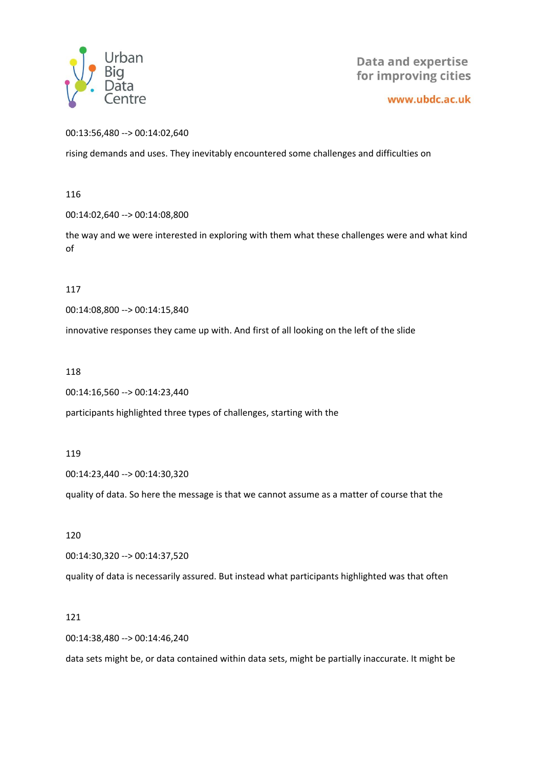00:13:56,480 --> 00:14:02,640

rising demands and uses. They inevitably encountered some challenges and difficulties on

116

00:14:02,640 --> 00:14:08,800

the way and we were interested in exploring with them what these challenges were and what kind of

117

00:14:08,800 --> 00:14:15,840

innovative responses they came up with. And first of all looking on the left of the slide

118

00:14:16,560 --> 00:14:23,440

participants highlighted three types of challenges, starting with the

119

00:14:23,440 --> 00:14:30,320

quality of data. So here the message is that we cannot assume as a matter of course that the

120

00:14:30,320 --> 00:14:37,520

quality of data is necessarily assured. But instead what participants highlighted was that often

121

00:14:38,480 --> 00:14:46,240

data sets might be, or data contained within data sets, might be partially inaccurate. It might be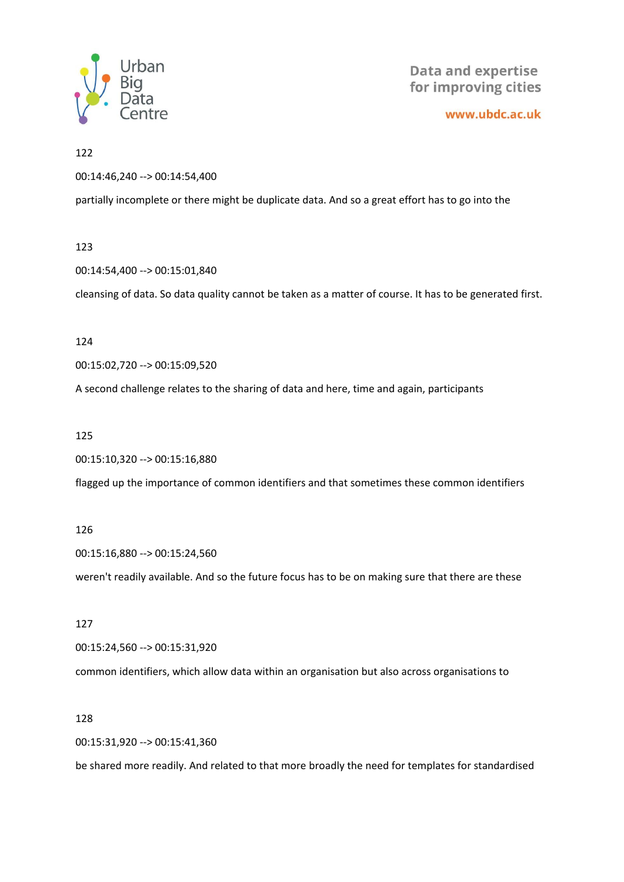122

00:14:46,240 --> 00:14:54,400

partially incomplete or there might be duplicate data. And so a great effort has to go into the

123

00:14:54,400 --> 00:15:01,840

cleansing of data. So data quality cannot be taken as a matter of course. It has to be generated first.

124

00:15:02,720 --> 00:15:09,520

A second challenge relates to the sharing of data and here, time and again, participants

125

00:15:10,320 --> 00:15:16,880

flagged up the importance of common identifiers and that sometimes these common identifiers

126

00:15:16,880 --> 00:15:24,560

weren't readily available. And so the future focus has to be on making sure that there are these

127

00:15:24,560 --> 00:15:31,920

common identifiers, which allow data within an organisation but also across organisations to

128

00:15:31,920 --> 00:15:41,360

be shared more readily. And related to that more broadly the need for templates for standardised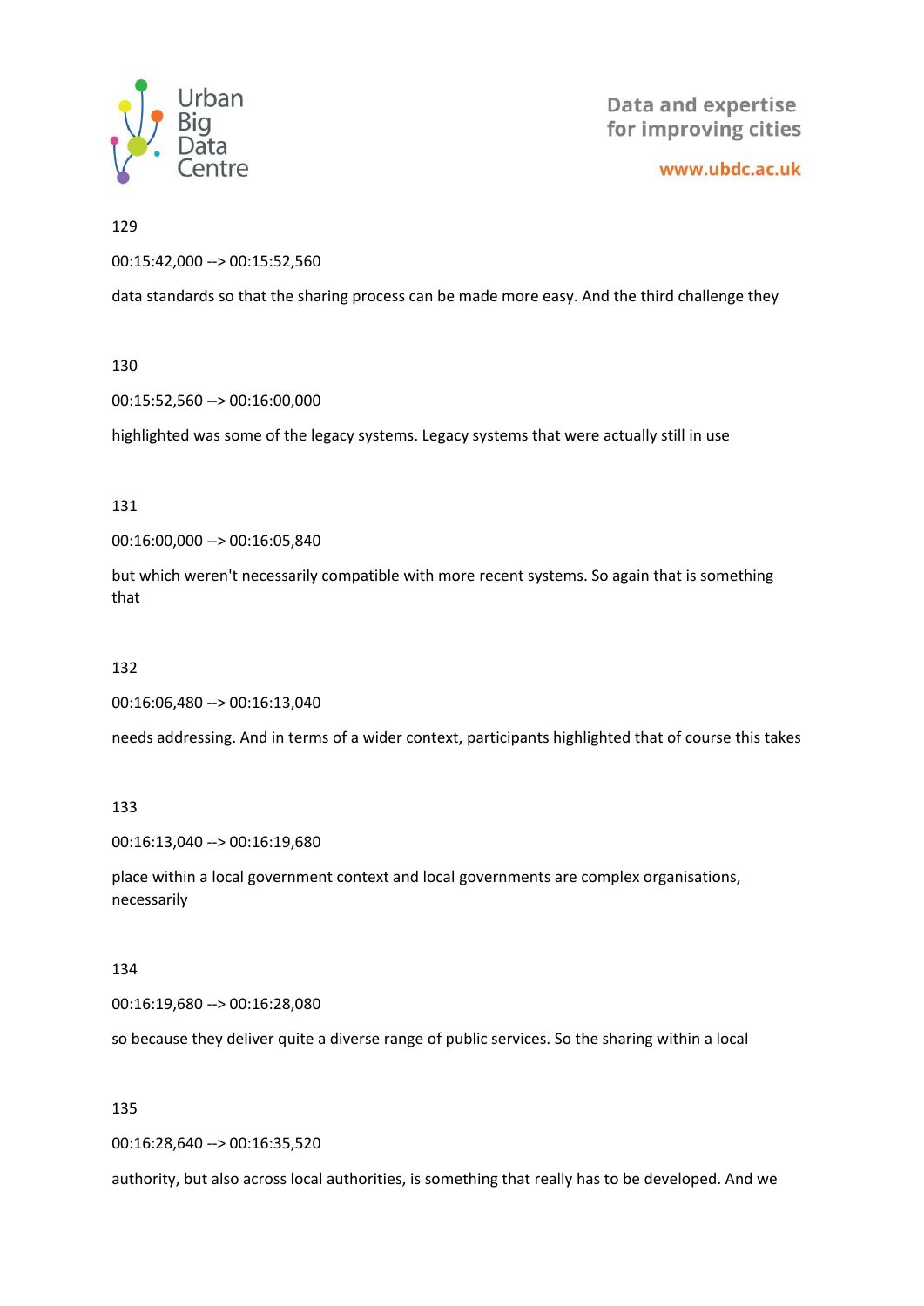129

00:15:42,000 --> 00:15:52,560

data standards so that the sharing process can be made more easy. And the third challenge they

130

00:15:52,560 --> 00:16:00,000

highlighted was some of the legacy systems. Legacy systems that were actually still in use

131

00:16:00,000 --> 00:16:05,840

but which weren't necessarily compatible with more recent systems. So again that is something that

132

00:16:06,480 --> 00:16:13,040

needs addressing. And in terms of a wider context, participants highlighted that of course this takes

133

00:16:13,040 --> 00:16:19,680

place within a local government context and local governments are complex organisations, necessarily

134

00:16:19,680 --> 00:16:28,080

so because they deliver quite a diverse range of public services. So the sharing within a local

135

00:16:28,640 --> 00:16:35,520

authority, but also across local authorities, is something that really has to be developed. And we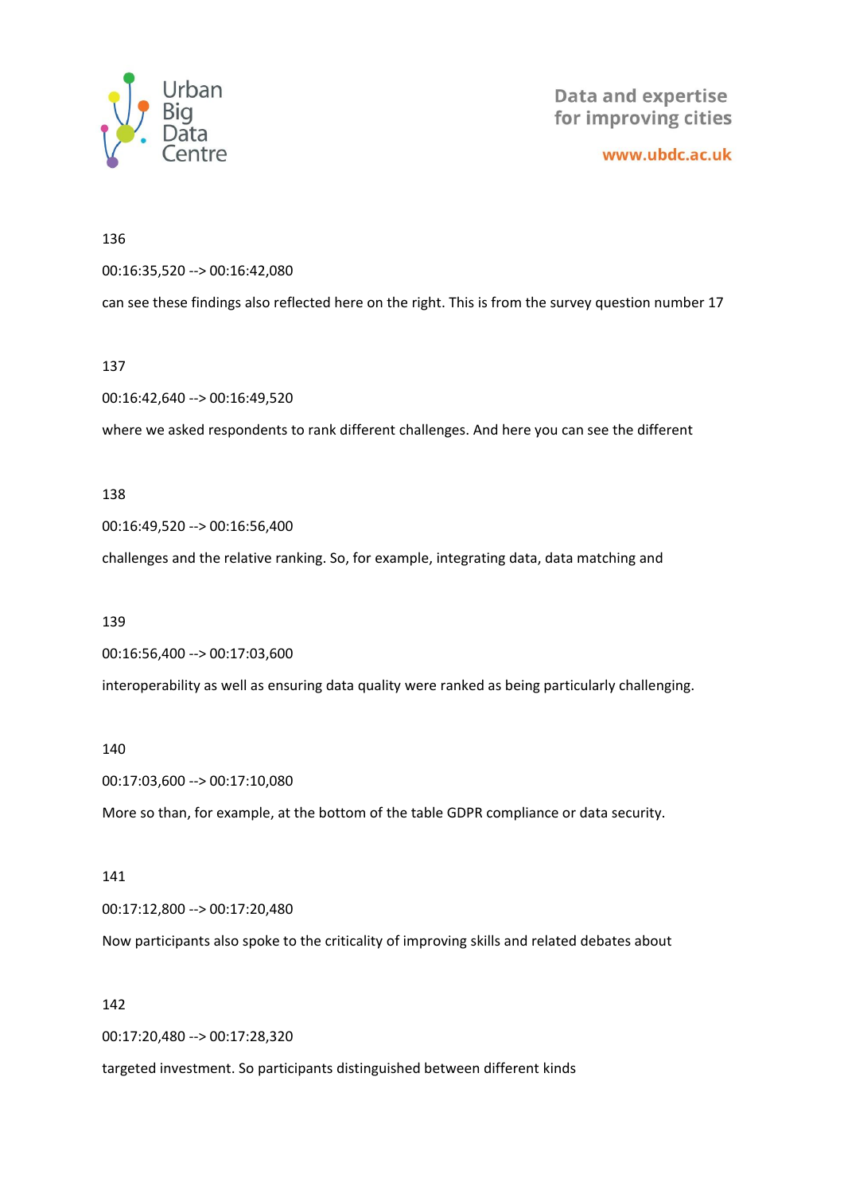136

00:16:35,520 --> 00:16:42,080

can see these findings also reflected here on the right. This is from the survey question number 17

137

00:16:42,640 --> 00:16:49,520

where we asked respondents to rank different challenges. And here you can see the different

138

00:16:49,520 --> 00:16:56,400

challenges and the relative ranking. So, for example, integrating data, data matching and

139

00:16:56,400 --> 00:17:03,600

interoperability as well as ensuring data quality were ranked as being particularly challenging.

140

00:17:03,600 --> 00:17:10,080

More so than, for example, at the bottom of the table GDPR compliance or data security.

141

00:17:12,800 --> 00:17:20,480

Now participants also spoke to the criticality of improving skills and related debates about

142

00:17:20,480 --> 00:17:28,320

targeted investment. So participants distinguished between different kinds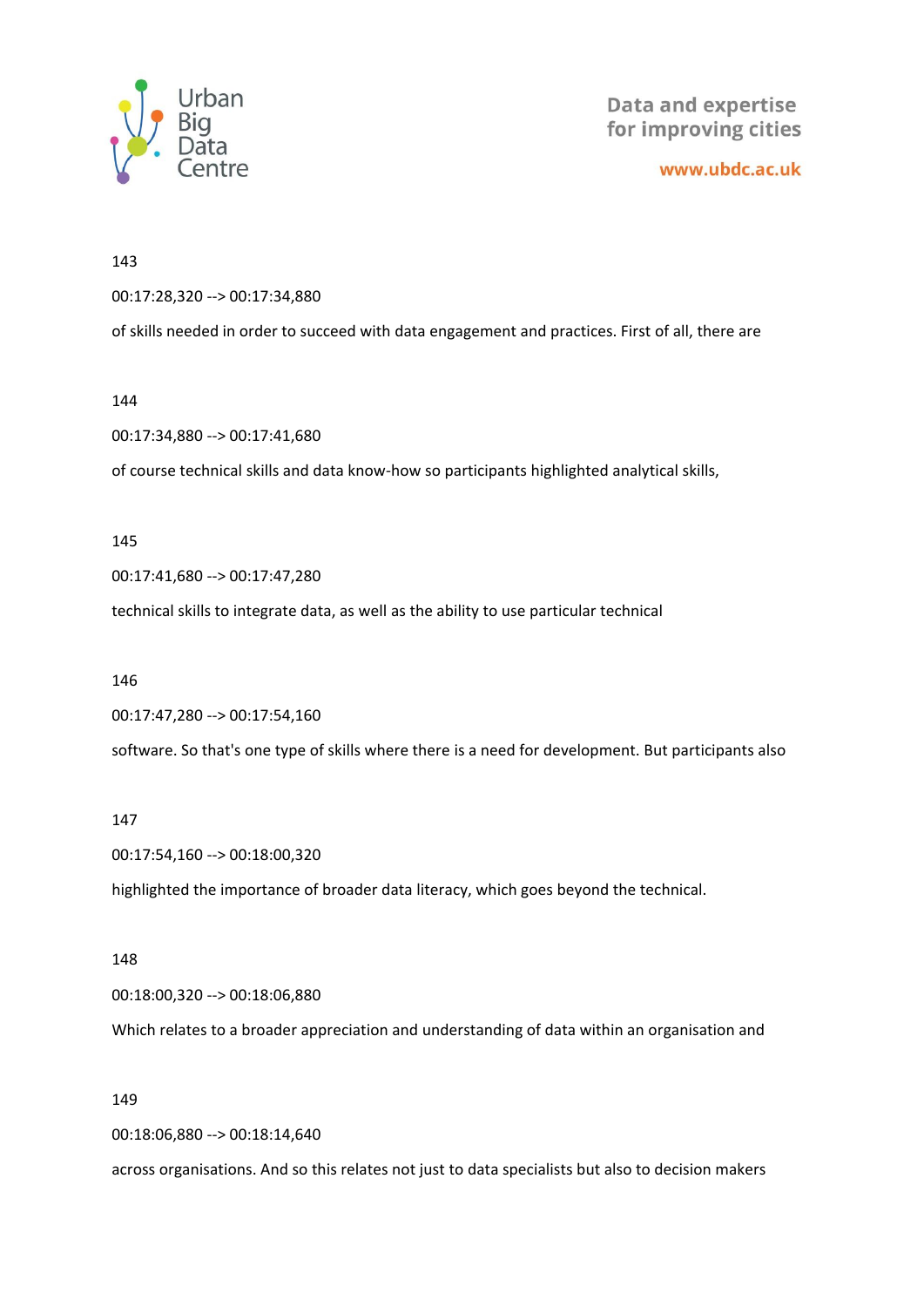143

00:17:28,320 --> 00:17:34,880

of skills needed in order to succeed with data engagement and practices. First of all, there are

144

00:17:34,880 --> 00:17:41,680

of course technical skills and data know-how so participants highlighted analytical skills,

145

00:17:41,680 --> 00:17:47,280

technical skills to integrate data, as well as the ability to use particular technical

146

00:17:47,280 --> 00:17:54,160

software. So that's one type of skills where there is a need for development. But participants also

147

00:17:54,160 --> 00:18:00,320

highlighted the importance of broader data literacy, which goes beyond the technical.

148

00:18:00,320 --> 00:18:06,880

Which relates to a broader appreciation and understanding of data within an organisation and

149

00:18:06,880 --> 00:18:14,640

across organisations. And so this relates not just to data specialists but also to decision makers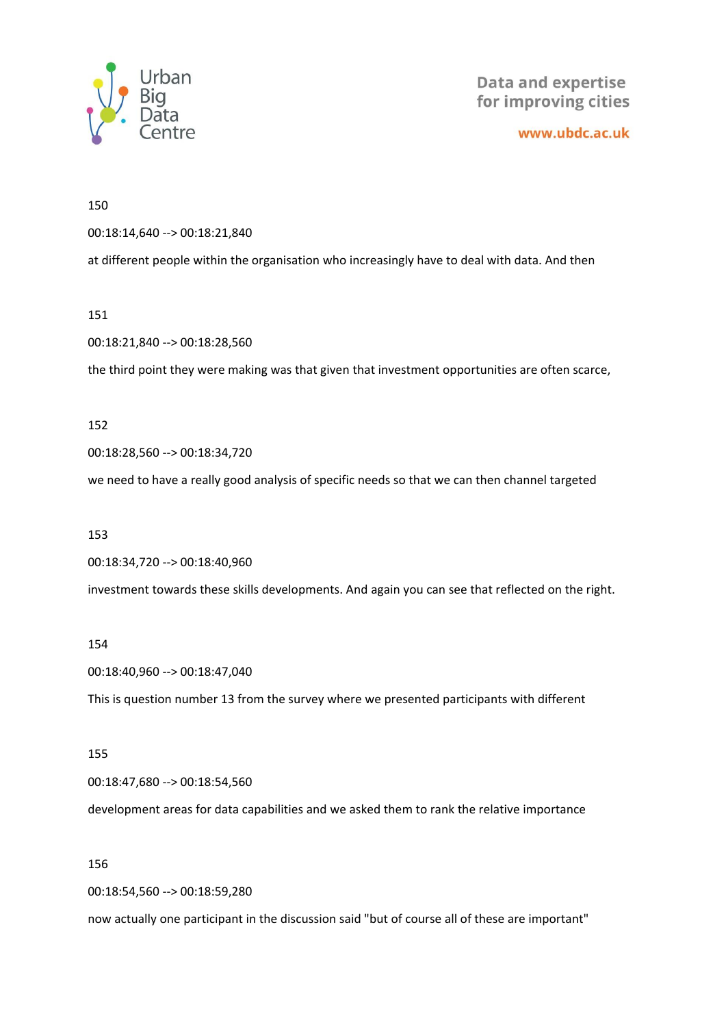150

00:18:14,640 --> 00:18:21,840

at different people within the organisation who increasingly have to deal with data. And then

151

00:18:21,840 --> 00:18:28,560

the third point they were making was that given that investment opportunities are often scarce,

152

00:18:28,560 --> 00:18:34,720

we need to have a really good analysis of specific needs so that we can then channel targeted

153

00:18:34,720 --> 00:18:40,960

investment towards these skills developments. And again you can see that reflected on the right.

154

00:18:40,960 --> 00:18:47,040

This is question number 13 from the survey where we presented participants with different

155

00:18:47,680 --> 00:18:54,560

development areas for data capabilities and we asked them to rank the relative importance

156

00:18:54,560 --> 00:18:59,280

now actually one participant in the discussion said "but of course all of these are important"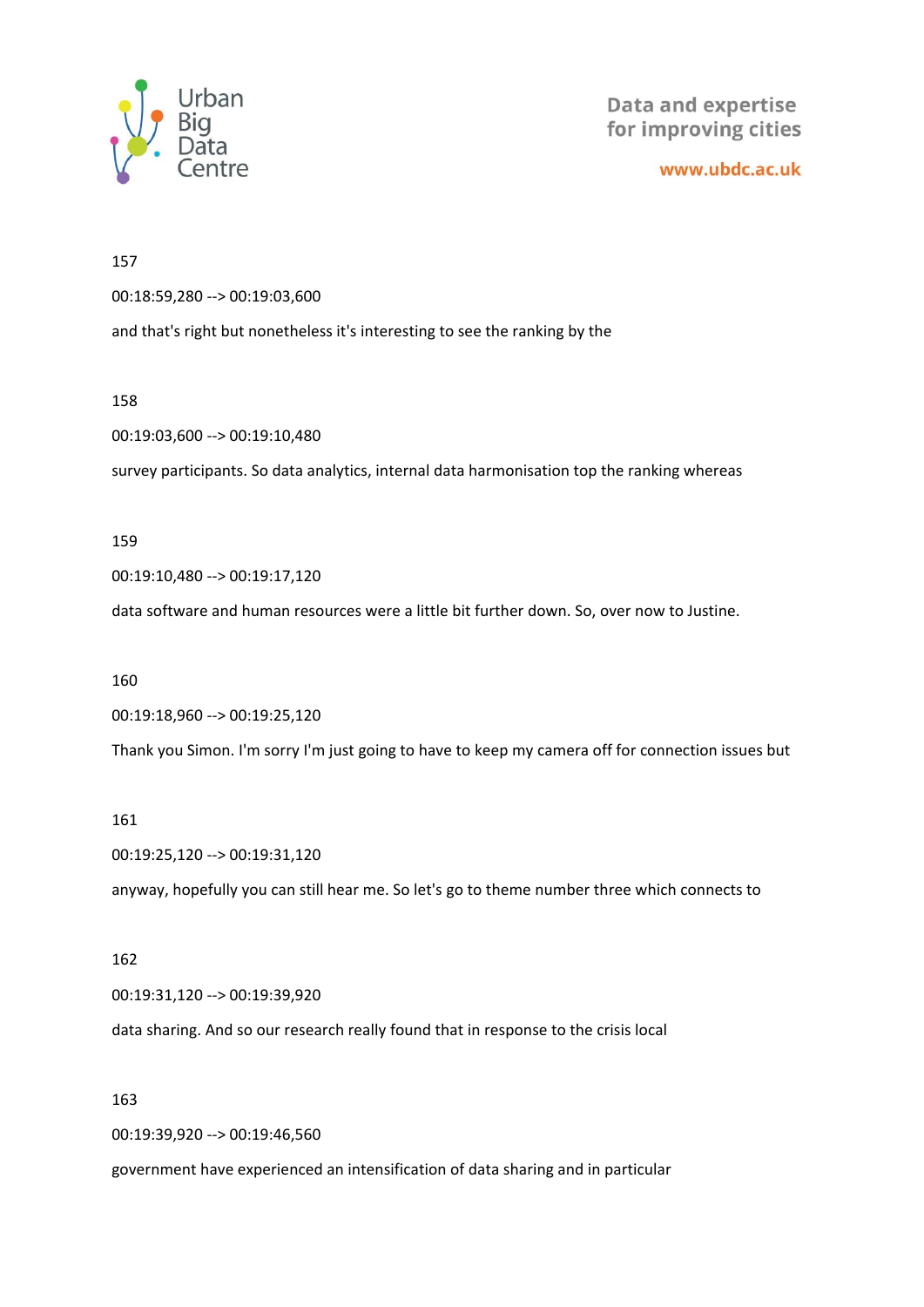157

00:18:59,280 --> 00:19:03,600

and that's right but nonetheless it's interesting to see the ranking by the

158

00:19:03,600 --> 00:19:10,480

survey participants. So data analytics, internal data harmonisation top the ranking whereas

159

00:19:10,480 --> 00:19:17,120

data software and human resources were a little bit further down. So, over now to Justine.

160

00:19:18,960 --> 00:19:25,120

Thank you Simon. I'm sorry I'm just going to have to keep my camera off for connection issues but

161

00:19:25,120 --> 00:19:31,120

anyway, hopefully you can still hear me. So let's go to theme number three which connects to

162

00:19:31,120 --> 00:19:39,920

data sharing. And so our research really found that in response to the crisis local

163

00:19:39,920 --> 00:19:46,560

government have experienced an intensification of data sharing and in particular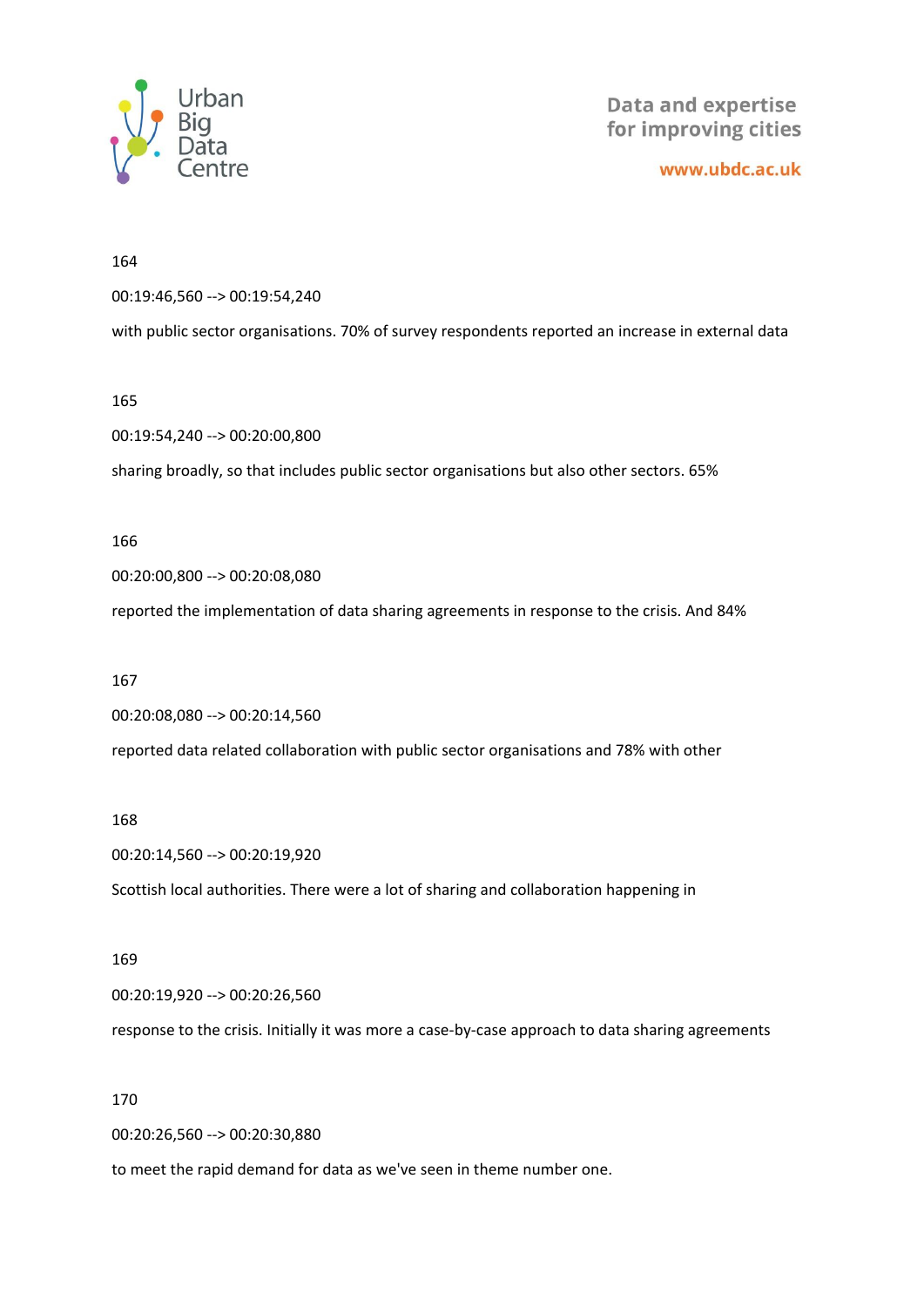164

00:19:46,560 --> 00:19:54,240

with public sector organisations. 70% of survey respondents reported an increase in external data

165

00:19:54,240 --> 00:20:00,800

sharing broadly, so that includes public sector organisations but also other sectors. 65%

166

00:20:00,800 --> 00:20:08,080

reported the implementation of data sharing agreements in response to the crisis. And 84%

167

00:20:08,080 --> 00:20:14,560

reported data related collaboration with public sector organisations and 78% with other

168

00:20:14,560 --> 00:20:19,920

Scottish local authorities. There were a lot of sharing and collaboration happening in

169

00:20:19,920 --> 00:20:26,560

response to the crisis. Initially it was more a case-by-case approach to data sharing agreements

170

00:20:26,560 --> 00:20:30,880

to meet the rapid demand for data as we've seen in theme number one.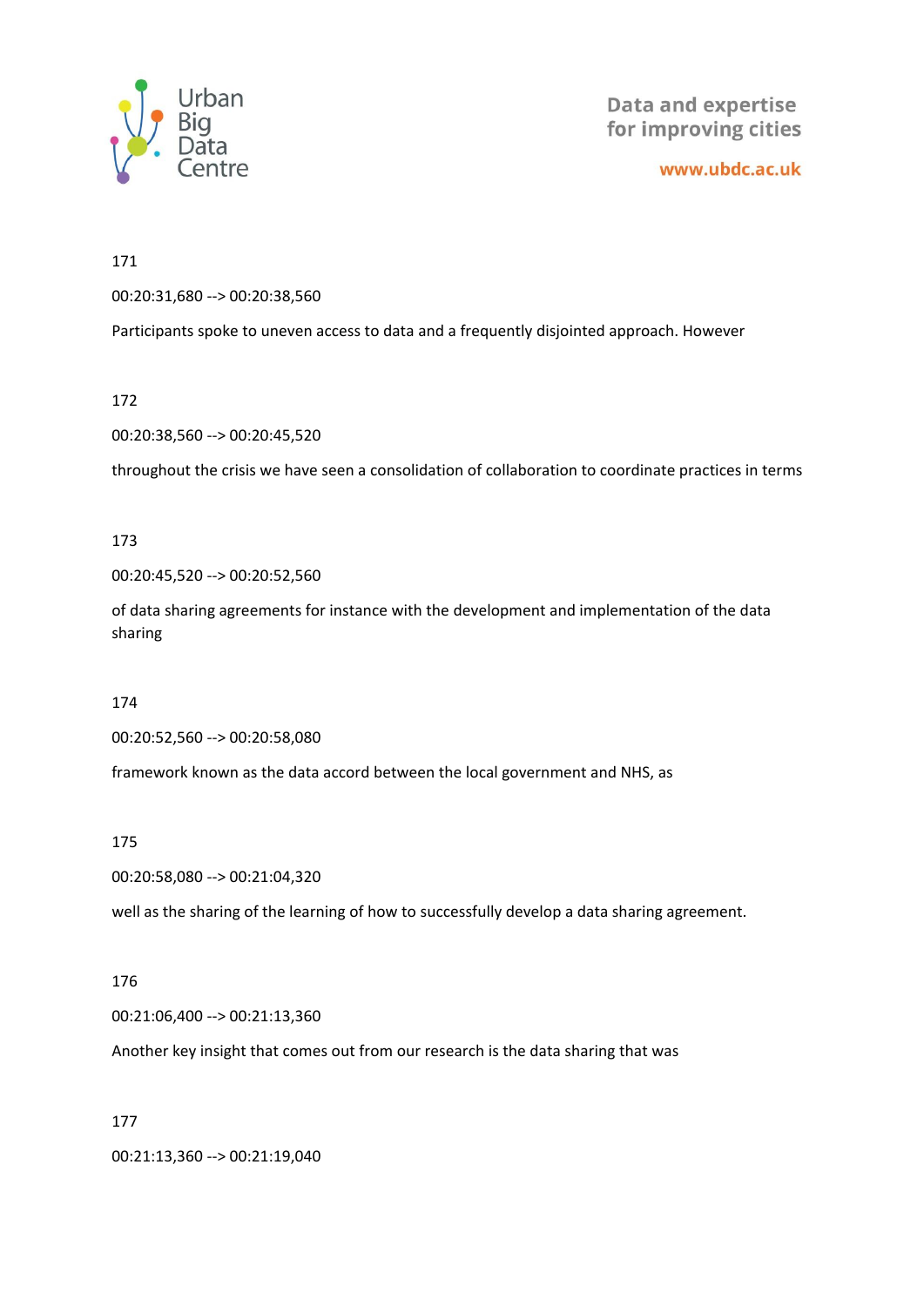171

00:20:31,680 --> 00:20:38,560

Participants spoke to uneven access to data and a frequently disjointed approach. However

172

00:20:38,560 --> 00:20:45,520

throughout the crisis we have seen a consolidation of collaboration to coordinate practices in terms

173

00:20:45,520 --> 00:20:52,560

of data sharing agreements for instance with the development and implementation of the data sharing

174

00:20:52,560 --> 00:20:58,080

framework known as the data accord between the local government and NHS, as

175

00:20:58,080 --> 00:21:04,320

well as the sharing of the learning of how to successfully develop a data sharing agreement.

176

00:21:06,400 --> 00:21:13,360

Another key insight that comes out from our research is the data sharing that was

177

00:21:13,360 --> 00:21:19,040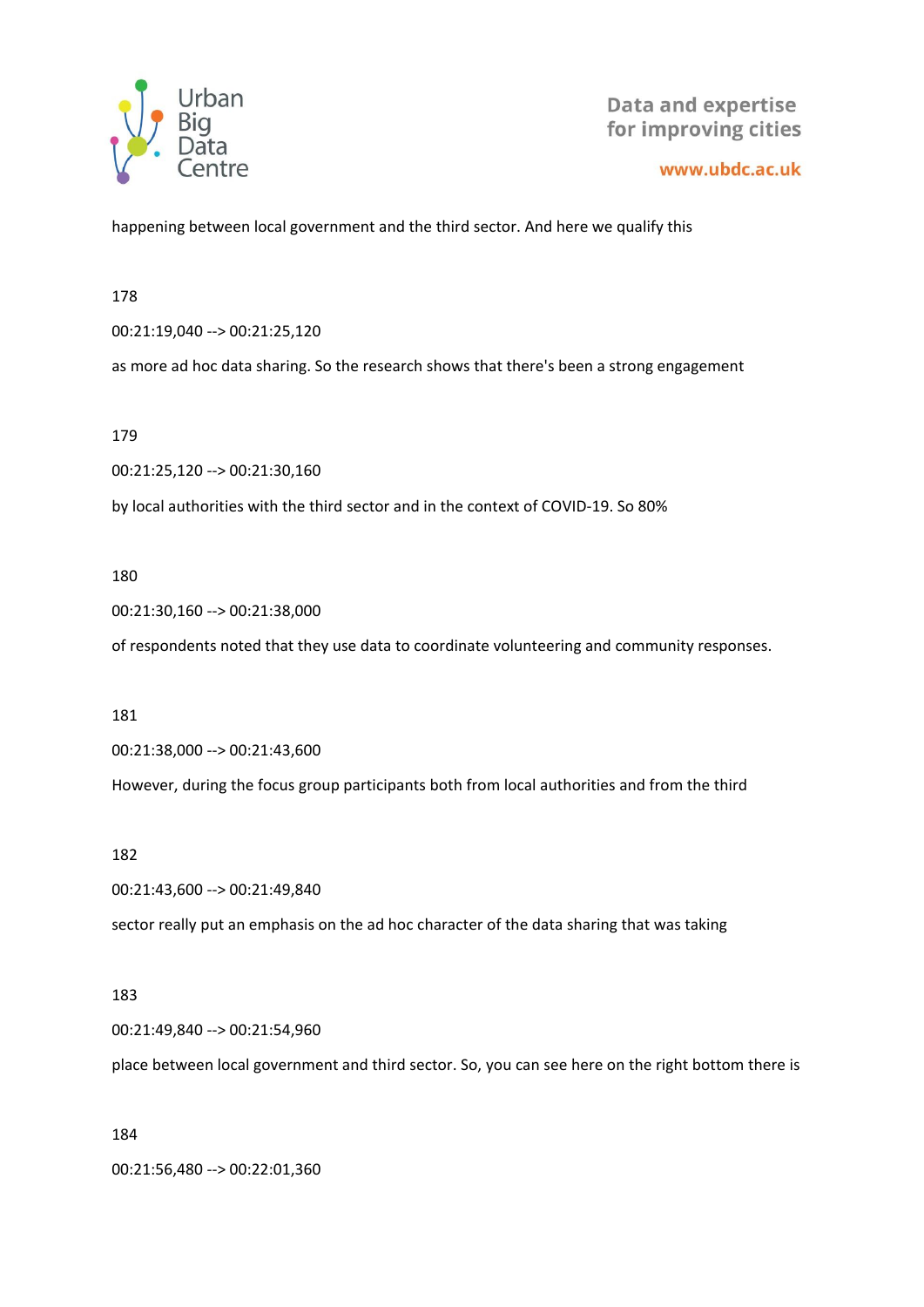happening between local government and the third sector. And here we qualify this

178

00:21:19,040 --> 00:21:25,120

as more ad hoc data sharing. So the research shows that there's been a strong engagement

179

00:21:25,120 --> 00:21:30,160

by local authorities with the third sector and in the context of COVID-19. So 80%

180

00:21:30,160 --> 00:21:38,000

of respondents noted that they use data to coordinate volunteering and community responses.

181

00:21:38,000 --> 00:21:43,600

However, during the focus group participants both from local authorities and from the third

182

00:21:43,600 --> 00:21:49,840

sector really put an emphasis on the ad hoc character of the data sharing that was taking

183

00:21:49,840 --> 00:21:54,960

place between local government and third sector. So, you can see here on the right bottom there is

184

00:21:56,480 --> 00:22:01,360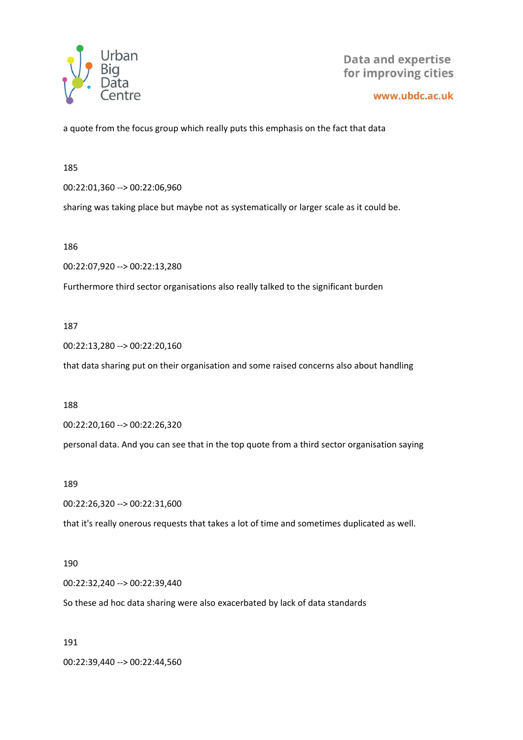a quote from the focus group which really puts this emphasis on the fact that data

185

00:22:01,360 --> 00:22:06,960

sharing was taking place but maybe not as systematically or larger scale as it could be.

186

00:22:07,920 --> 00:22:13,280

Furthermore third sector organisations also really talked to the significant burden

187

00:22:13,280 --> 00:22:20,160

that data sharing put on their organisation and some raised concerns also about handling

188

00:22:20,160 --> 00:22:26,320

personal data. And you can see that in the top quote from a third sector organisation saying

189

00:22:26,320 --> 00:22:31,600

that it's really onerous requests that takes a lot of time and sometimes duplicated as well.

190

00:22:32,240 --> 00:22:39,440

So these ad hoc data sharing were also exacerbated by lack of data standards

191

00:22:39,440 --> 00:22:44,560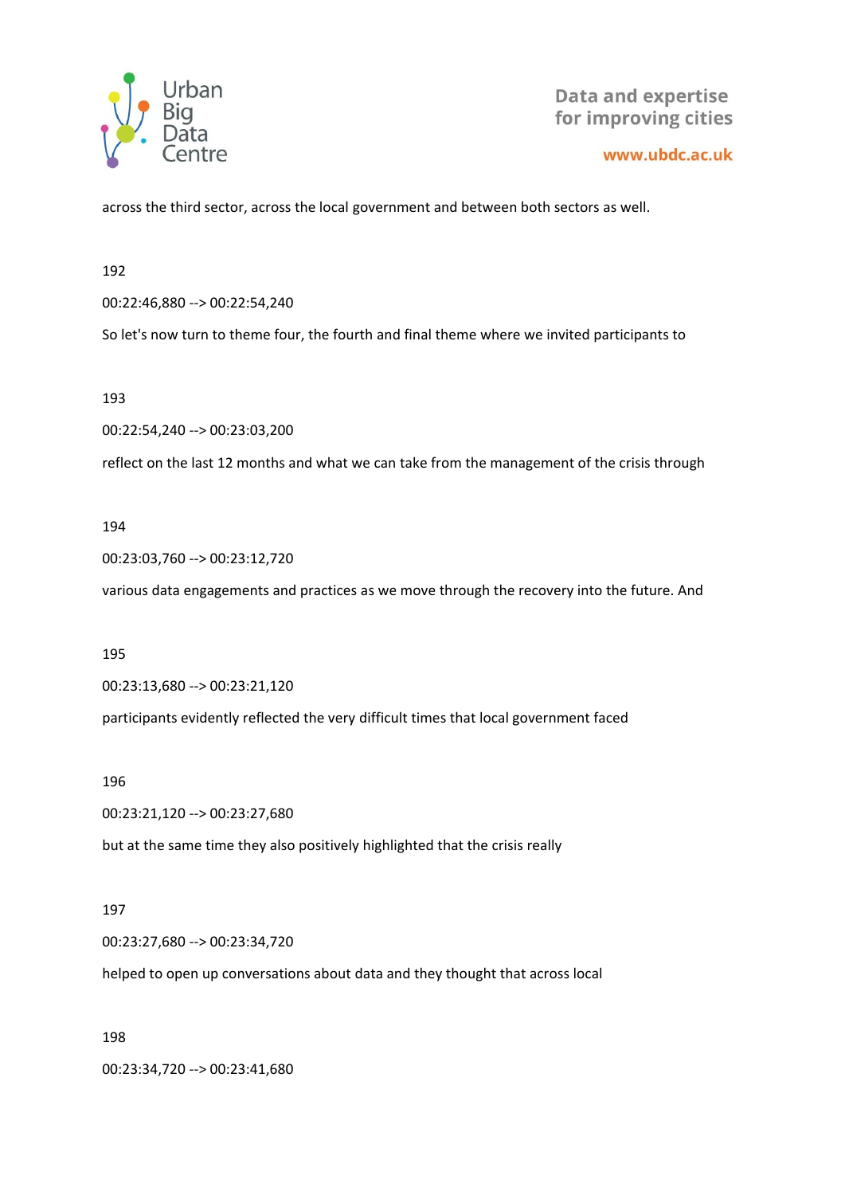across the third sector, across the local government and between both sectors as well.

192

00:22:46,880 --> 00:22:54,240

So let's now turn to theme four, the fourth and final theme where we invited participants to

193

00:22:54,240 --> 00:23:03,200

reflect on the last 12 months and what we can take from the management of the crisis through

194

00:23:03,760 --> 00:23:12,720

various data engagements and practices as we move through the recovery into the future. And

195

00:23:13,680 --> 00:23:21,120

participants evidently reflected the very difficult times that local government faced

196

00:23:21,120 --> 00:23:27,680

but at the same time they also positively highlighted that the crisis really

197

00:23:27,680 --> 00:23:34,720

helped to open up conversations about data and they thought that across local

198

00:23:34,720 --> 00:23:41,680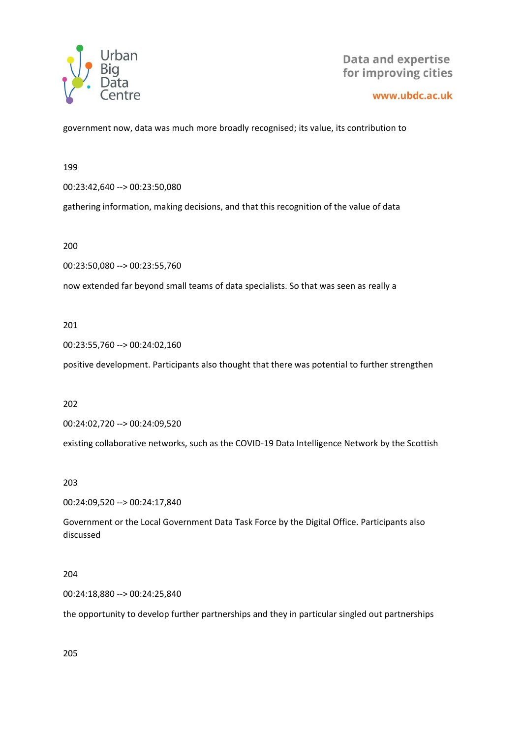government now, data was much more broadly recognised; its value, its contribution to

199

00:23:42,640 --> 00:23:50,080

gathering information, making decisions, and that this recognition of the value of data

200

00:23:50,080 --> 00:23:55,760

now extended far beyond small teams of data specialists. So that was seen as really a

201

00:23:55,760 --> 00:24:02,160

positive development. Participants also thought that there was potential to further strengthen

202

00:24:02,720 --> 00:24:09,520

existing collaborative networks, such as the COVID-19 Data Intelligence Network by the Scottish

203

00:24:09,520 --> 00:24:17,840

Government or the Local Government Data Task Force by the Digital Office. Participants also discussed

204

00:24:18,880 --> 00:24:25,840

the opportunity to develop further partnerships and they in particular singled out partnerships

205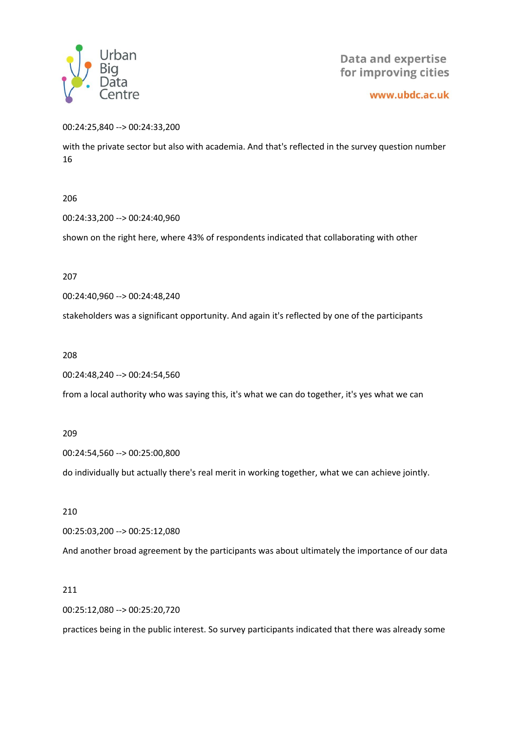00:24:25,840 --> 00:24:33,200

with the private sector but also with academia. And that's reflected in the survey question number 16

206

00:24:33,200 --> 00:24:40,960

shown on the right here, where 43% of respondents indicated that collaborating with other

207

00:24:40,960 --> 00:24:48,240

stakeholders was a significant opportunity. And again it's reflected by one of the participants

208

00:24:48,240 --> 00:24:54,560

from a local authority who was saying this, it's what we can do together, it's yes what we can

209

00:24:54,560 --> 00:25:00,800

do individually but actually there's real merit in working together, what we can achieve jointly.

210

00:25:03,200 --> 00:25:12,080

And another broad agreement by the participants was about ultimately the importance of our data

211

00:25:12,080 --> 00:25:20,720

practices being in the public interest. So survey participants indicated that there was already some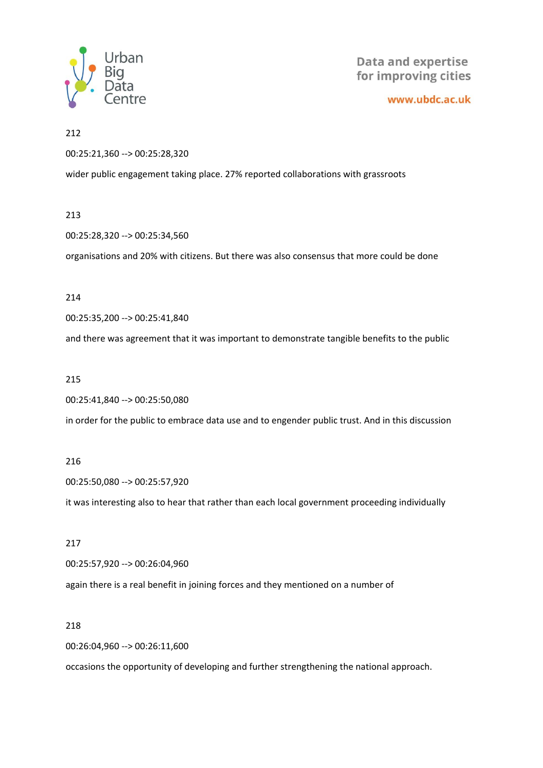212

00:25:21,360 --> 00:25:28,320

wider public engagement taking place. 27% reported collaborations with grassroots

213

00:25:28,320 --> 00:25:34,560

organisations and 20% with citizens. But there was also consensus that more could be done

214

00:25:35,200 --> 00:25:41,840

and there was agreement that it was important to demonstrate tangible benefits to the public

215

00:25:41,840 --> 00:25:50,080

in order for the public to embrace data use and to engender public trust. And in this discussion

216

00:25:50,080 --> 00:25:57,920

it was interesting also to hear that rather than each local government proceeding individually

217

00:25:57,920 --> 00:26:04,960

again there is a real benefit in joining forces and they mentioned on a number of

218

00:26:04,960 --> 00:26:11,600

occasions the opportunity of developing and further strengthening the national approach.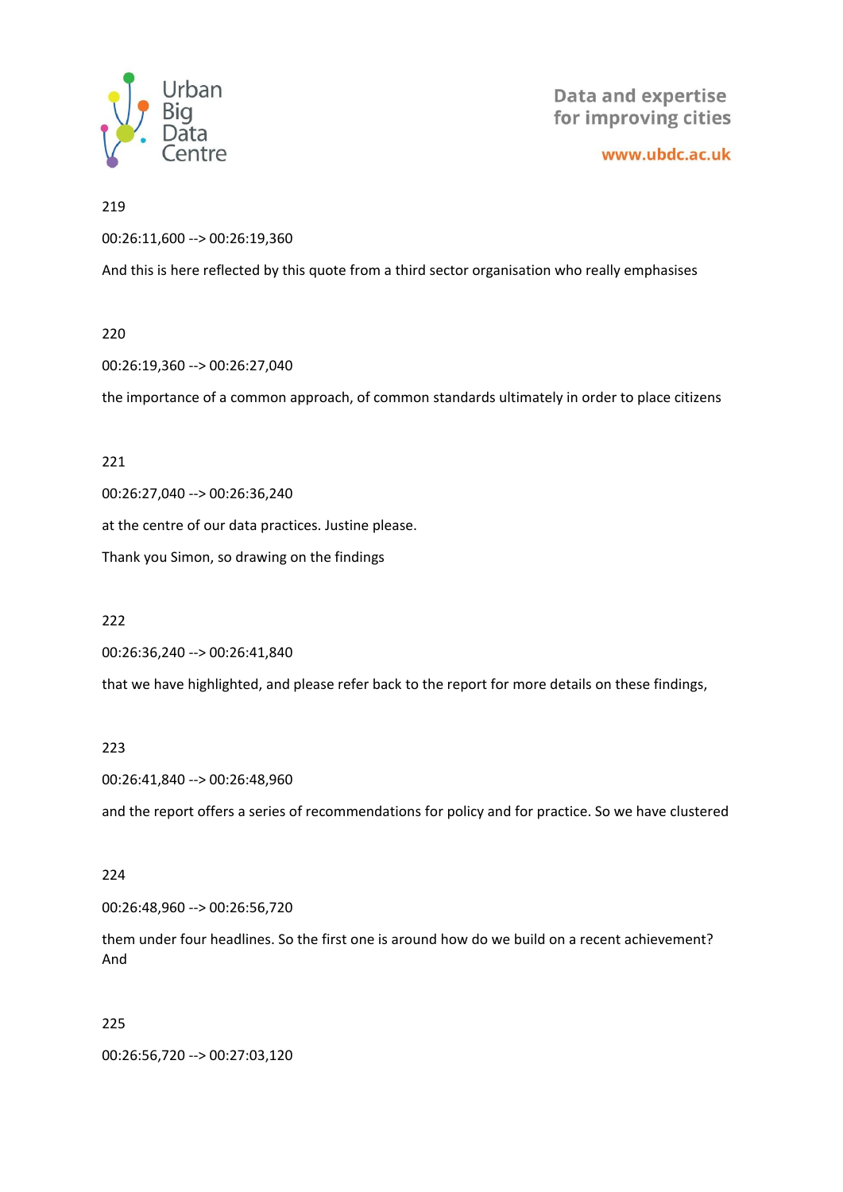219

00:26:11,600 --> 00:26:19,360

And this is here reflected by this quote from a third sector organisation who really emphasises

220

00:26:19,360 --> 00:26:27,040

the importance of a common approach, of common standards ultimately in order to place citizens

221

00:26:27,040 --> 00:26:36,240

at the centre of our data practices. Justine please.

Thank you Simon, so drawing on the findings

222

00:26:36,240 --> 00:26:41,840

that we have highlighted, and please refer back to the report for more details on these findings,

223

00:26:41,840 --> 00:26:48,960

and the report offers a series of recommendations for policy and for practice. So we have clustered

224

00:26:48,960 --> 00:26:56,720

them under four headlines. So the first one is around how do we build on a recent achievement? And

225

00:26:56,720 --> 00:27:03,120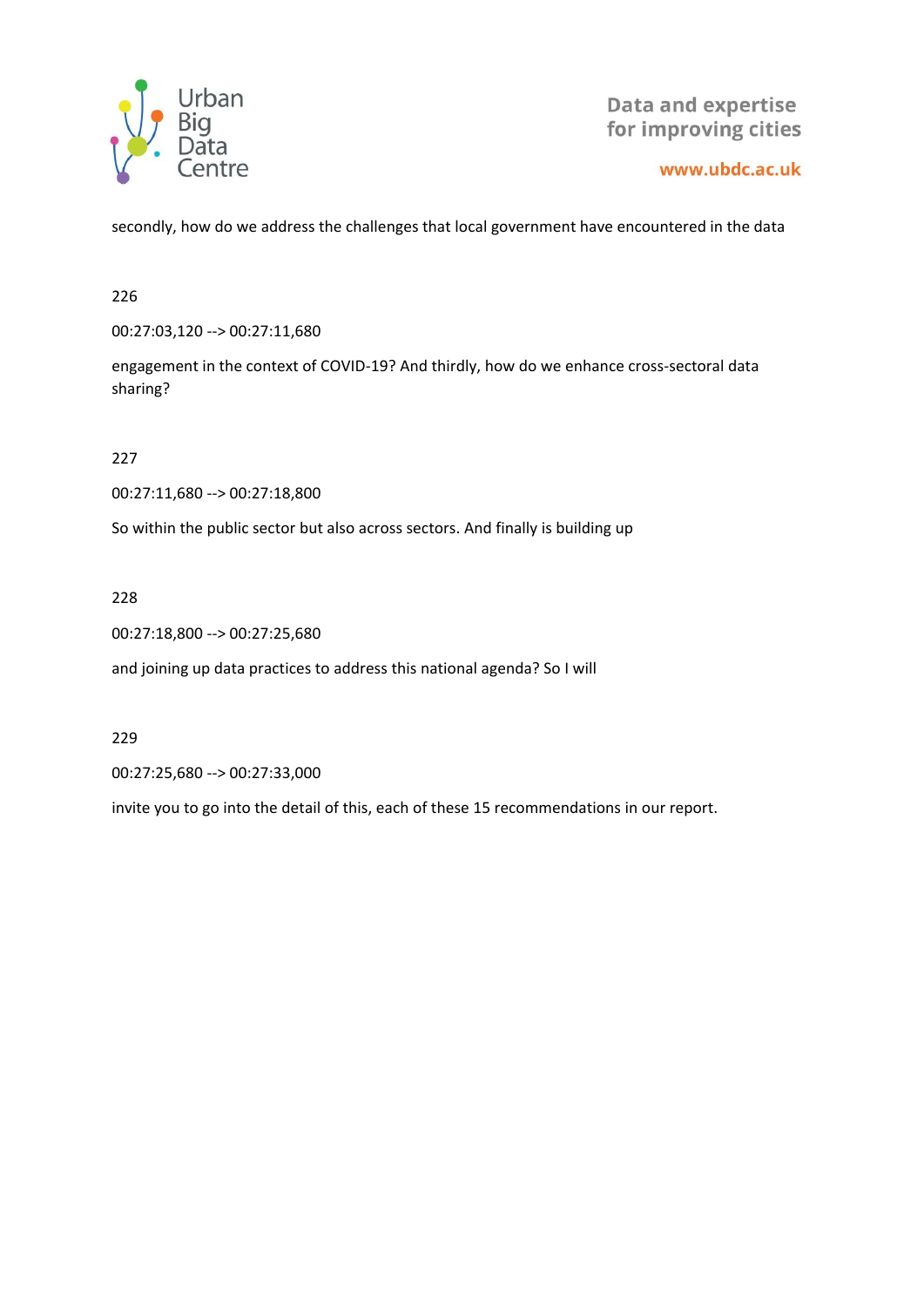secondly, how do we address the challenges that local government have encountered in the data

226

00:27:03,120 --> 00:27:11,680

engagement in the context of COVID-19? And thirdly, how do we enhance cross-sectoral data sharing?

227

00:27:11,680 --> 00:27:18,800

So within the public sector but also across sectors. And finally is building up

228

00:27:18,800 --> 00:27:25,680

and joining up data practices to address this national agenda? So I will

229

00:27:25,680 --> 00:27:33,000

invite you to go into the detail of this, each of these 15 recommendations in our report.